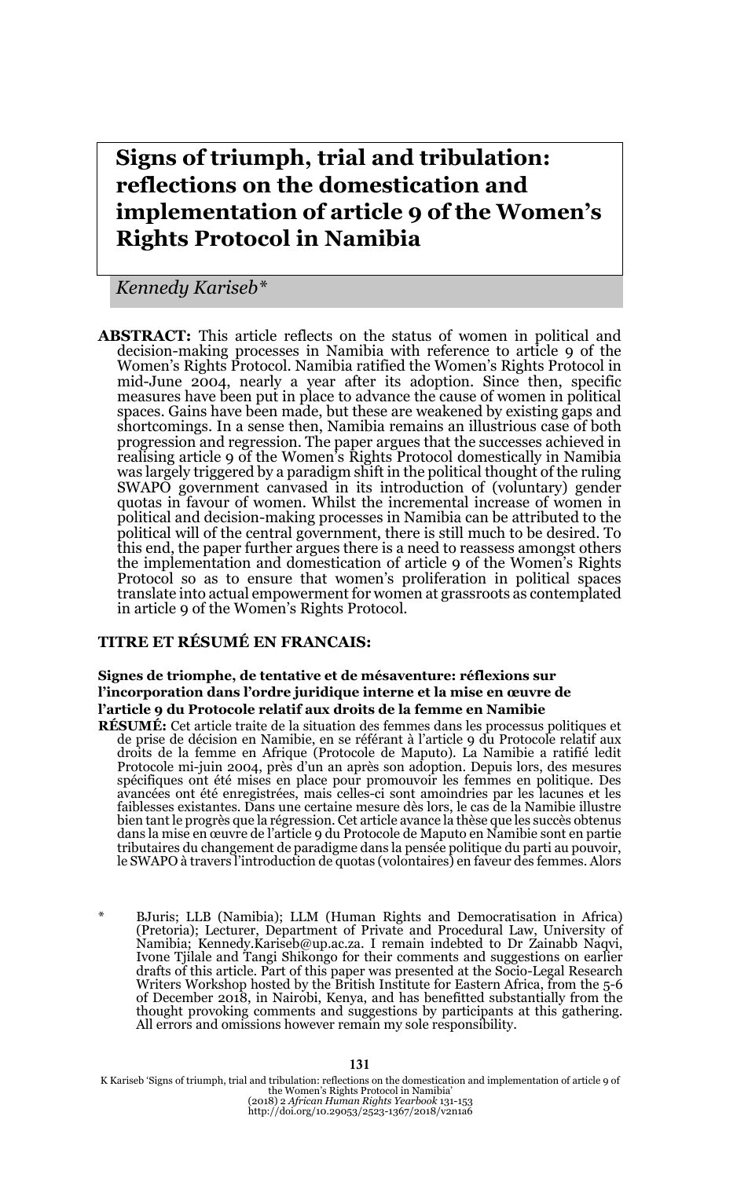# Signs of triumph, trial and tribulation: reflections on the domestication and implementation of article 9 of the Women's Rights Protocol in Namibia

*Kennedy Kariseb\**

**ABSTRACT:** This article reflects on the status of women in political and decision-making processes in Namibia with reference to article 9 of the Women's Rights Protocol. Namibia ratified the Women's Rights Protocol in mid-June 2004, nearly a year after its adoption. Since then, specific measures have been put in place to advance the cause of women in political spaces. Gains have been made, but these are weakened by existing gaps and shortcomings. In a sense then, Namibia remains an illustrious case of both progression and regression. The paper argues that the successes achieved in realising article 9 of the Women's Rights Protocol domestically in Namibia was largely triggered by a paradigm shift in the political thought of the ruling SWAPO government canvassed in its introduction of (voluntary) gender quotas in favour of women. Whilst the incremental increase of women in political and decision-making processes in Namibia can be attributed to the political will of the central government, there is still much to be desired. To this end, the paper further argues there is a need to reassess amongst others the implementation and domestication of article 9 of the Women's Rights Protocol so as to ensure that women's proliferation in political spaces translate into actual empowerment for women at grassroots as contemplated in article 9 of the Women's Rights Protocol.

## TITRE ET RÉSUMÉ EN FRANCAIS:

**Signes de triomphe, de tentative et de mésaventure: réflexions sur l'incorporation dans l'ordre juridique interne et la mise en œuvre de l'article 9 du Protocole relatif aux droits de la femme en Namibie**

**RÉSUMÉ:** Cet article traite de la situation des femmes dans les processus politiques et de prise de décision en Namibie, en se référant à l'article 9 du Protocole relatif aux droits de la femme en Afrique (Protocole de Maputo). La Namibie a ratifié ledit Protocole mi-juin 2004, près d'un an après son adoption. Depuis lors, des mesures spécifiques ont été mises en place pour promouvoir les femmes en politique. Des avancées ont été enregistrées, mais celles-ci sont amoindries par les lacunes et les faiblesses existantes. Dans une certaine mesure dès lors, le cas de la Namibie illustre bien tant le progrès que la régression. Cet article avance la thèse que les succès obtenus dans la mise en œuvre de l'article 9 du Protocole de Maputo en Namibie sont en partie tributaires du changement de paradigme dans la pensée politique du parti au pouvoir, le SWAPO à travers l'introduction de quotas (volontaires) en faveur des femmes. Alors

\* BJuris; LLB (Namibia); LLM (Human Rights and Democratisation in Africa) (Pretoria); Lecturer, Department of Private and Procedural Law, University of Namibia; Kennedy.Kariseb@up.ac.za. I remain indebted to Dr Zainabb Naqvi, Ivone Tjilale and Tangi Shikongo for their comments and suggestions on earlier drafts of this article. Part of this paper was presented at the Socio-Legal Research Writers Workshop hosted by the British Institute for Eastern Africa, from the 5-6 of December 2018, in Nairobi, Kenya, and has benefitted substantially from the thought provoking comments and suggestions by participants at this gathering. All errors and omissions however remain my sole responsibility.

K Kariseb 'Signs of triumph, trial and tribulation: reflections on the domestication and implementation of article 9 of the Women's Rights Protocol in Namibia' (2018) 2 *African Human Rights Yearbook* 131-153
http://doi.org/10.29053/2523-1367/2018/v2n1a6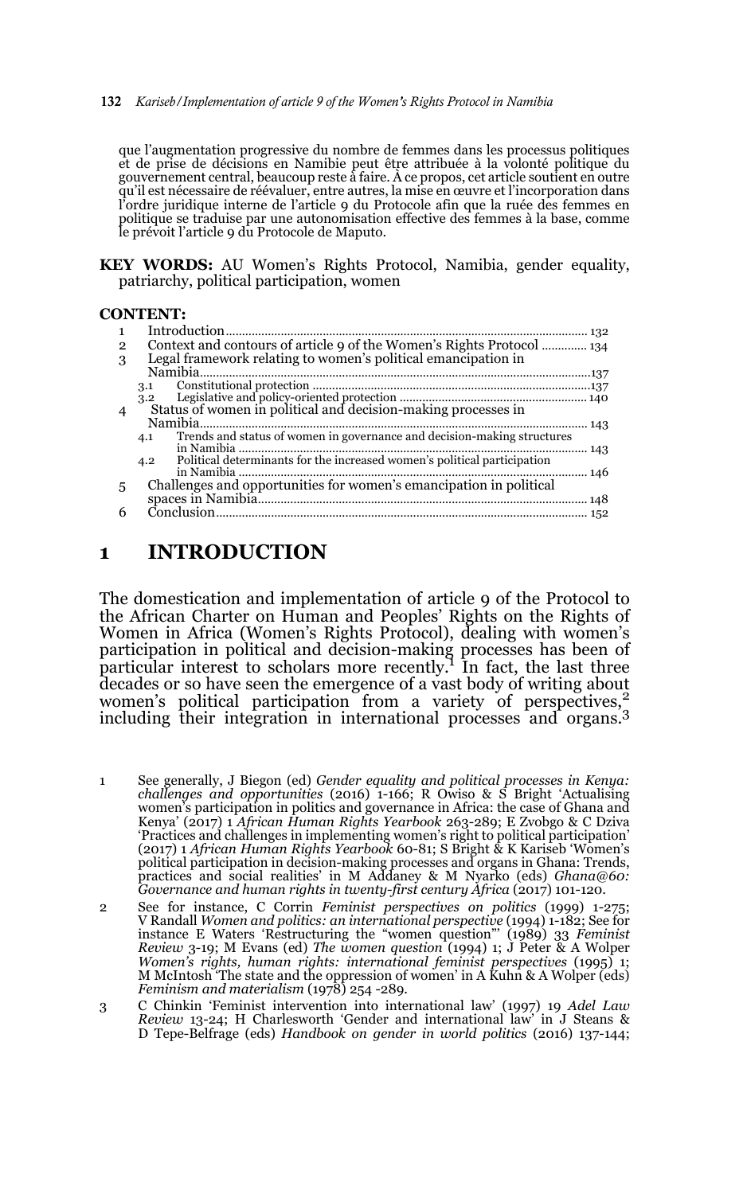que l'augmentation progressive du nombre de femmes dans les processus politiques et de prise de décisions en Namibie peut être attribuée à la volonté politique du gouvernement central, beaucoup reste à faire. À ce propos, cet article soutient en outre qu'il est nécessaire de réévaluer, entre autres, la mise en œuvre et l'incorporation dans l'ordre juridique interne de l'article 9 du Protocole afin que la ruée des femmes en politique se traduise par une autonomisation effective des femmes à la base, comme le prévoit l'article 9 du Protocole de Maputo.

**KEY WORDS:** AU Women's Rights Protocol, Namibia, gender equality, patriarchy, political participation, women

**CONTENT:**

1 Introduction ... 132
2 Context and contours of article 9 of the Women's Rights Protocol ... 134
3 Legal framework relating to women's political emancipation in Namibia ... 137
  3.1 Constitutional protection ... 137
  3.2 Legislative and policy-oriented protection ... 140
4 Status of women in political and decision-making processes in Namibia ... 143
  4.1 Trends and status of women in governance and decision-making structures in Namibia ... 143
  4.2 Political determinants for the increased women's political participation in Namibia ... 146
5 Challenges and opportunities for women's emancipation in political spaces in Namibia ... 148
6 Conclusion ... 152

# 1 INTRODUCTION

The domestication and implementation of article 9 of the Protocol to the African Charter on Human and Peoples' Rights on the Rights of Women in Africa (Women's Rights Protocol), dealing with women's participation in political and decision-making processes has been of particular interest to scholars more recently.[1] In fact, the last three decades or so have seen the emergence of a vast body of writing about women's political participation from a variety of perspectives,[2] including their integration in international processes and organs.[3]

1 See generally, J Biegon (ed) *Gender equality and political processes in Kenya: challenges and opportunities* (2016) 1-166; R Owiso & S Bright 'Actualising women's participation in politics and governance in Africa: the case of Ghana and Kenya' (2017) 1 *African Human Rights Yearbook* 263-289; E Zvobgo & C Dziva 'Practices and challenges in implementing women's right to political participation' (2017) 1 *African Human Rights Yearbook* 60-81; S Bright & K Kariseb 'Women's political participation in decision-making processes and organs in Ghana: Trends, practices and social realities' in M Addaney & M Nyarko (eds) *Ghana@60: Governance and human rights in twenty-first century Africa* (2017) 101-120.

2 See for instance, C Corrin *Feminist perspectives on politics* (1999) 1-275; V Randall *Women and politics: an international perspective* (1994) 1-182; See for instance E Waters 'Restructuring the "women question"' (1989) 33 *Feminist Review* 3-19; M Evans (ed) *The women question* (1994) 1; J Peter & A Wolper *Women's rights, human rights: international feminist perspectives* (1995) 1; M McIntosh 'The state and the oppression of women' in A Kuhn & A Wolper (eds) *Feminism and materialism* (1978) 254 -289.

3 C Chinkin 'Feminist intervention into international law' (1997) 19 *Adel Law Review* 13-24; H Charlesworth 'Gender and international law' in J Steans & D Tepe-Belfrage (eds) *Handbook on gender in world politics* (2016) 137-144;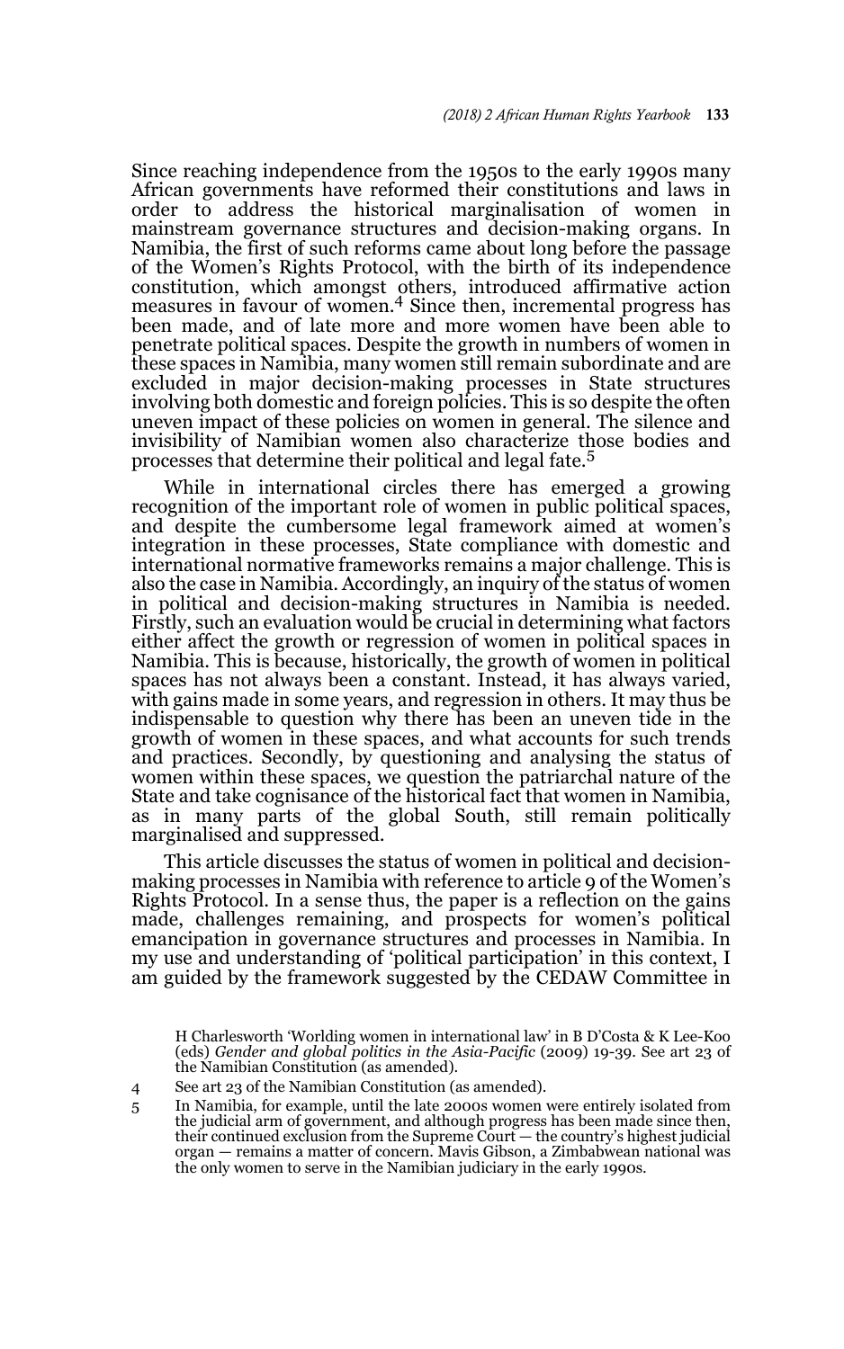Since reaching independence from the 1950s to the early 1990s many African governments have reformed their constitutions and laws in order to address the historical marginalisation of women in mainstream governance structures and decision-making organs. In Namibia, the first of such reforms came about long before the passage of the Women's Rights Protocol, with the birth of its independence constitution, which amongst others, introduced affirmative action measures in favour of women.[4] Since then, incremental progress has been made, and of late more and more women have been able to penetrate political spaces. Despite the growth in numbers of women in these spaces in Namibia, many women still remain subordinate and are excluded in major decision-making processes in State structures involving both domestic and foreign policies. This is so despite the often uneven impact of these policies on women in general. The silence and invisibility of Namibian women also characterize those bodies and processes that determine their political and legal fate.[5]

While in international circles there has emerged a growing recognition of the important role of women in public political spaces, and despite the cumbersome legal framework aimed at women's integration in these processes, State compliance with domestic and international normative frameworks remains a major challenge. This is also the case in Namibia. Accordingly, an inquiry of the status of women in political and decision-making structures in Namibia is needed. Firstly, such an evaluation would be crucial in determining what factors either affect the growth or regression of women in political spaces in Namibia. This is because, historically, the growth of women in political spaces has not always been a constant. Instead, it has always varied, with gains made in some years, and regression in others. It may thus be indispensable to question why there has been an uneven tide in the growth of women in these spaces, and what accounts for such trends and practices. Secondly, by questioning and analysing the status of women within these spaces, we question the patriarchal nature of the State and take cognisance of the historical fact that women in Namibia, as in many parts of the global South, still remain politically marginalised and suppressed.

This article discusses the status of women in political and decision-making processes in Namibia with reference to article 9 of the Women's Rights Protocol. In a sense thus, the paper is a reflection on the gains made, challenges remaining, and prospects for women's political emancipation in governance structures and processes in Namibia. In my use and understanding of 'political participation' in this context, I am guided by the framework suggested by the CEDAW Committee in

H Charlesworth 'Worlding women in international law' in B D'Costa & K Lee-Koo (eds) *Gender and global politics in the Asia-Pacific* (2009) 19-39. See art 23 of the Namibian Constitution (as amended).

4 See art 23 of the Namibian Constitution (as amended).

5 In Namibia, for example, until the late 2000s women were entirely isolated from the judicial arm of government, and although progress has been made since then, their continued exclusion from the Supreme Court — the country's highest judicial organ — remains a matter of concern. Mavis Gibson, a Zimbabwean national was the only women to serve in the Namibian judiciary in the early 1990s.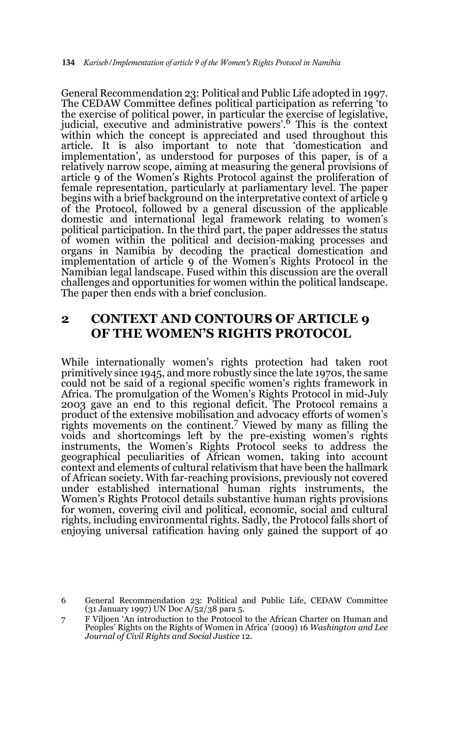General Recommendation 23: Political and Public Life adopted in 1997. The CEDAW Committee defines political participation as referring 'to the exercise of political power, in particular the exercise of legislative, judicial, executive and administrative powers'.[6] This is the context within which the concept is appreciated and used throughout this article. It is also important to note that 'domestication and implementation', as understood for purposes of this paper, is of a relatively narrow scope, aiming at measuring the general provisions of article 9 of the Women's Rights Protocol against the proliferation of female representation, particularly at parliamentary level. The paper begins with a brief background on the interpretative context of article 9 of the Protocol, followed by a general discussion of the applicable domestic and international legal framework relating to women's political participation. In the third part, the paper addresses the status of women within the political and decision-making processes and organs in Namibia by decoding the practical domestication and implementation of article 9 of the Women's Rights Protocol in the Namibian legal landscape. Fused within this discussion are the overall challenges and opportunities for women within the political landscape. The paper then ends with a brief conclusion.

## 2 CONTEXT AND CONTOURS OF ARTICLE 9 OF THE WOMEN'S RIGHTS PROTOCOL

While internationally women's rights protection had taken root primitively since 1945, and more robustly since the late 1970s, the same could not be said of a regional specific women's rights framework in Africa. The promulgation of the Women's Rights Protocol in mid-July 2003 gave an end to this regional deficit. The Protocol remains a product of the extensive mobilisation and advocacy efforts of women's rights movements on the continent.[7] Viewed by many as filling the voids and shortcomings left by the pre-existing women's rights instruments, the Women's Rights Protocol seeks to address the geographical peculiarities of African women, taking into account context and elements of cultural relativism that have been the hallmark of African society. With far-reaching provisions, previously not covered under established international human rights instruments, the Women's Rights Protocol details substantive human rights provisions for women, covering civil and political, economic, social and cultural rights, including environmental rights. Sadly, the Protocol falls short of enjoying universal ratification having only gained the support of 40

6 General Recommendation 23: Political and Public Life, CEDAW Committee (31 January 1997) UN Doc A/52/38 para 5.

7 F Viljoen 'An introduction to the Protocol to the African Charter on Human and Peoples' Rights on the Rights of Women in Africa' (2009) 16 *Washington and Lee Journal of Civil Rights and Social Justice* 12.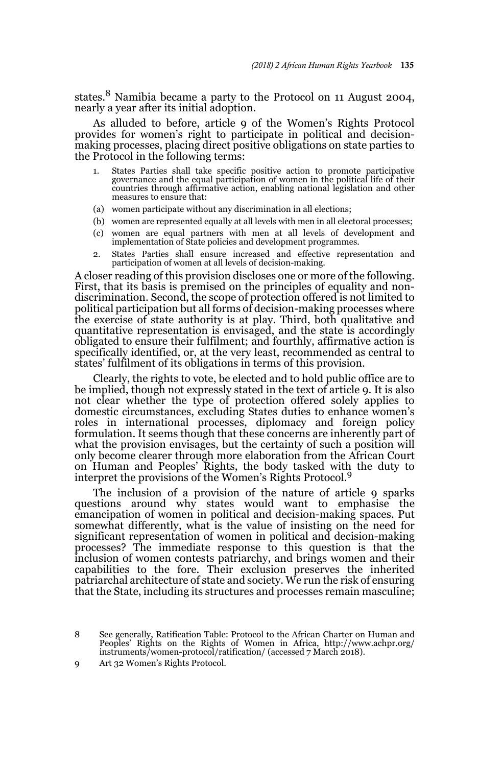states.[8] Namibia became a party to the Protocol on 11 August 2004, nearly a year after its initial adoption.

As alluded to before, article 9 of the Women's Rights Protocol provides for women's right to participate in political and decision-making processes, placing direct positive obligations on state parties to the Protocol in the following terms:

> 1. States Parties shall take specific positive action to promote participative governance and the equal participation of women in the political life of their countries through affirmative action, enabling national legislation and other measures to ensure that:
>
> (a) women participate without any discrimination in all elections;
>
> (b) women are represented equally at all levels with men in all electoral processes;
>
> (c) women are equal partners with men at all levels of development and implementation of State policies and development programmes.
>
> 2. States Parties shall ensure increased and effective representation and participation of women at all levels of decision-making.

A closer reading of this provision discloses one or more of the following. First, that its basis is premised on the principles of equality and non-discrimination. Second, the scope of protection offered is not limited to political participation but all forms of decision-making processes where the exercise of state authority is at play. Third, both qualitative and quantitative representation is envisaged, and the state is accordingly obligated to ensure their fulfilment; and fourthly, affirmative action is specifically identified, or, at the very least, recommended as central to states' fulfilment of its obligations in terms of this provision.

Clearly, the rights to vote, be elected and to hold public office are to be implied, though not expressly stated in the text of article 9. It is also not clear whether the type of protection offered solely applies to domestic circumstances, excluding States duties to enhance women's roles in international processes, diplomacy and foreign policy formulation. It seems though that these concerns are inherently part of what the provision envisages, but the certainty of such a position will only become clearer through more elaboration from the African Court on Human and Peoples' Rights, the body tasked with the duty to interpret the provisions of the Women's Rights Protocol.[9]

The inclusion of a provision of the nature of article 9 sparks questions around why states would want to emphasise the emancipation of women in political and decision-making spaces. Put somewhat differently, what is the value of insisting on the need for significant representation of women in political and decision-making processes? The immediate response to this question is that the inclusion of women contests patriarchy, and brings women and their capabilities to the fore. Their exclusion preserves the inherited patriarchal architecture of state and society. We run the risk of ensuring that the State, including its structures and processes remain masculine;

---

8 See generally, Ratification Table: Protocol to the African Charter on Human and Peoples' Rights on the Rights of Women in Africa, http://www.achpr.org/instruments/women-protocol/ratification/ (accessed 7 March 2018).

9 Art 32 Women's Rights Protocol.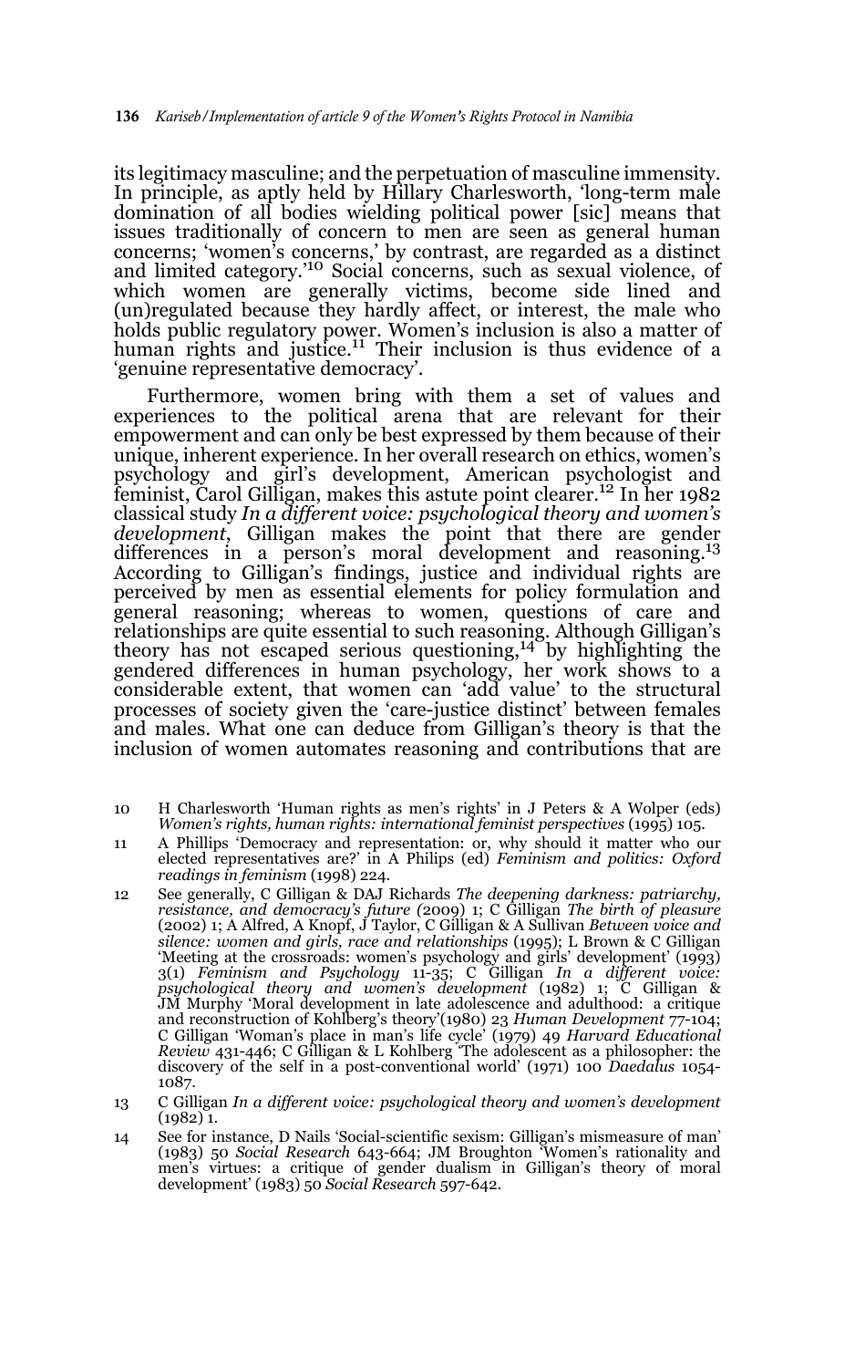its legitimacy masculine; and the perpetuation of masculine immensity. In principle, as aptly held by Hillary Charlesworth, 'long-term male domination of all bodies wielding political power [sic] means that issues traditionally of concern to men are seen as general human concerns; 'women's concerns,' by contrast, are regarded as a distinct and limited category.'[10] Social concerns, such as sexual violence, of which women are generally victims, become side lined and (un)regulated because they hardly affect, or interest, the male who holds public regulatory power. Women's inclusion is also a matter of human rights and justice.[11] Their inclusion is thus evidence of a 'genuine representative democracy'.

Furthermore, women bring with them a set of values and experiences to the political arena that are relevant for their empowerment and can only be best expressed by them because of their unique, inherent experience. In her overall research on ethics, women's psychology and girl's development, American psychologist and feminist, Carol Gilligan, makes this astute point clearer.[12] In her 1982 classical study *In a different voice: psychological theory and women's development*, Gilligan makes the point that there are gender differences in a person's moral development and reasoning.[13] According to Gilligan's findings, justice and individual rights are perceived by men as essential elements for policy formulation and general reasoning; whereas to women, questions of care and relationships are quite essential to such reasoning. Although Gilligan's theory has not escaped serious questioning,[14] by highlighting the gendered differences in human psychology, her work shows to a considerable extent, that women can 'add value' to the structural processes of society given the 'care-justice distinct' between females and males. What one can deduce from Gilligan's theory is that the inclusion of women automates reasoning and contributions that are

---

10 H Charlesworth 'Human rights as men's rights' in J Peters & A Wolper (eds) *Women's rights, human rights: international feminist perspectives* (1995) 105.

11 A Phillips 'Democracy and representation: or, why should it matter who our elected representatives are?' in A Philips (ed) *Feminism and politics: Oxford readings in feminism* (1998) 224.

12 See generally, C Gilligan & DAJ Richards *The deepening darkness: patriarchy, resistance, and democracy's future* (2009) 1; C Gilligan *The birth of pleasure* (2002) 1; A Alfred, A Knopf, J Taylor, C Gilligan & A Sullivan *Between voice and silence: women and girls, race and relationships* (1995); L Brown & C Gilligan 'Meeting at the crossroads: women's psychology and girls' development' (1993) 3(1) *Feminism and Psychology* 11-35; C Gilligan *In a different voice: psychological theory and women's development* (1982) 1; C Gilligan & JM Murphy 'Moral development in late adolescence and adulthood: a critique and reconstruction of Kohlberg's theory'(1980) 23 *Human Development* 77-104; C Gilligan 'Woman's place in man's life cycle' (1979) 49 *Harvard Educational Review* 431-446; C Gilligan & L Kohlberg 'The adolescent as a philosopher: the discovery of the self in a post-conventional world' (1971) 100 *Daedalus* 1054-1087.

13 C Gilligan *In a different voice: psychological theory and women's development* (1982) 1.

14 See for instance, D Nails 'Social-scientific sexism: Gilligan's mismeasure of man' (1983) 50 *Social Research* 643-664; JM Broughton 'Women's rationality and men's virtues: a critique of gender dualism in Gilligan's theory of moral development' (1983) 50 *Social Research* 597-642.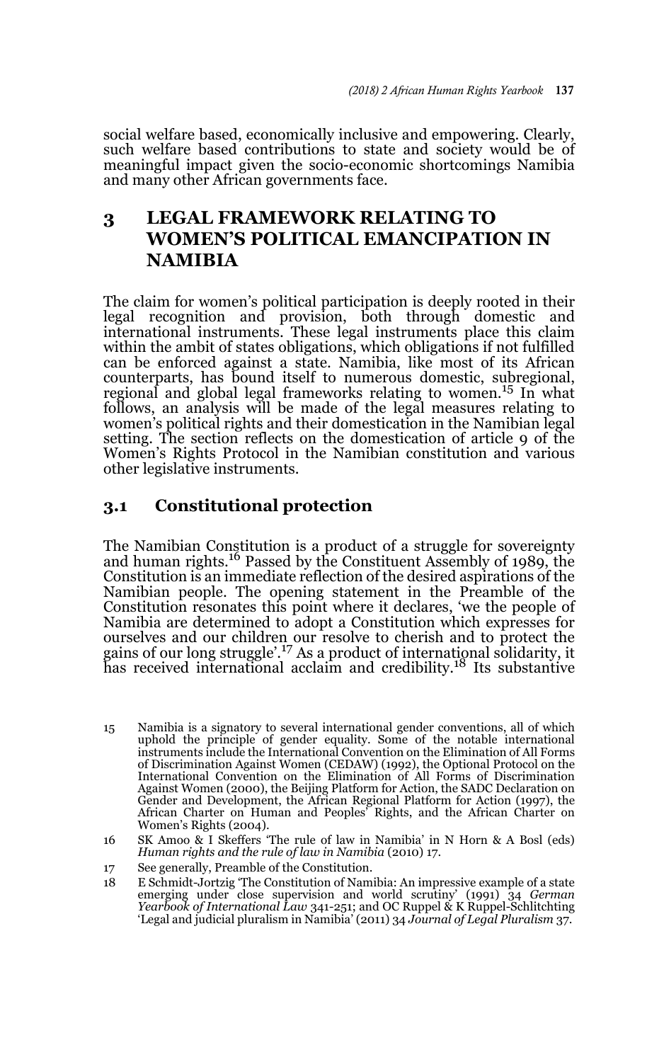social welfare based, economically inclusive and empowering. Clearly, such welfare based contributions to state and society would be of meaningful impact given the socio-economic shortcomings Namibia and many other African governments face.

## 3 LEGAL FRAMEWORK RELATING TO WOMEN'S POLITICAL EMANCIPATION IN NAMIBIA

The claim for women's political participation is deeply rooted in their legal recognition and provision, both through domestic and international instruments. These legal instruments place this claim within the ambit of states obligations, which obligations if not fulfilled can be enforced against a state. Namibia, like most of its African counterparts, has bound itself to numerous domestic, subregional, regional and global legal frameworks relating to women.[15] In what follows, an analysis will be made of the legal measures relating to women's political rights and their domestication in the Namibian legal setting. The section reflects on the domestication of article 9 of the Women's Rights Protocol in the Namibian constitution and various other legislative instruments.

### 3.1 Constitutional protection

The Namibian Constitution is a product of a struggle for sovereignty and human rights.[16] Passed by the Constituent Assembly of 1989, the Constitution is an immediate reflection of the desired aspirations of the Namibian people. The opening statement in the Preamble of the Constitution resonates this point where it declares, 'we the people of Namibia are determined to adopt a Constitution which expresses for ourselves and our children our resolve to cherish and to protect the gains of our long struggle'.[17] As a product of international solidarity, it has received international acclaim and credibility.[18] Its substantive

15 Namibia is a signatory to several international gender conventions, all of which uphold the principle of gender equality. Some of the notable international instruments include the International Convention on the Elimination of All Forms of Discrimination Against Women (CEDAW) (1992), the Optional Protocol on the International Convention on the Elimination of All Forms of Discrimination Against Women (2000), the Beijing Platform for Action, the SADC Declaration on Gender and Development, the African Regional Platform for Action (1997), the African Charter on Human and Peoples' Rights, and the African Charter on Women's Rights (2004).

16 SK Amoo & I Skeffers 'The rule of law in Namibia' in N Horn & A Bosl (eds) *Human rights and the rule of law in Namibia* (2010) 17.

17 See generally, Preamble of the Constitution.

18 E Schmidt-Jortzig 'The Constitution of Namibia: An impressive example of a state emerging under close supervision and world scrutiny' (1991) 34 *German Yearbook of International Law* 341-251; and OC Ruppel & K Ruppel-Schlitchting 'Legal and judicial pluralism in Namibia' (2011) 34 *Journal of Legal Pluralism* 37.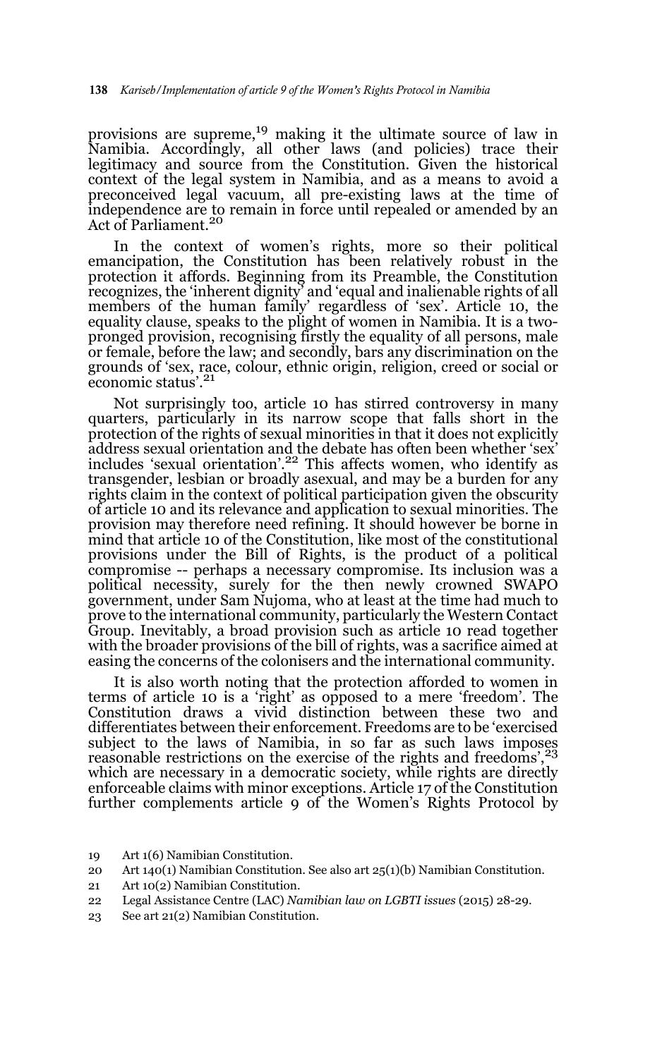provisions are supreme,[19] making it the ultimate source of law in Namibia. Accordingly, all other laws (and policies) trace their legitimacy and source from the Constitution. Given the historical context of the legal system in Namibia, and as a means to avoid a preconceived legal vacuum, all pre-existing laws at the time of independence are to remain in force until repealed or amended by an Act of Parliament.[20]

In the context of women's rights, more so their political emancipation, the Constitution has been relatively robust in the protection it affords. Beginning from its Preamble, the Constitution recognizes, the 'inherent dignity' and 'equal and inalienable rights of all members of the human family' regardless of 'sex'. Article 10, the equality clause, speaks to the plight of women in Namibia. It is a two-pronged provision, recognising firstly the equality of all persons, male or female, before the law; and secondly, bars any discrimination on the grounds of 'sex, race, colour, ethnic origin, religion, creed or social or economic status'.[21]

Not surprisingly too, article 10 has stirred controversy in many quarters, particularly in its narrow scope that falls short in the protection of the rights of sexual minorities in that it does not explicitly address sexual orientation and the debate has often been whether 'sex' includes 'sexual orientation'.[22] This affects women, who identify as transgender, lesbian or broadly asexual, and may be a burden for any rights claim in the context of political participation given the obscurity of article 10 and its relevance and application to sexual minorities. The provision may therefore need refining. It should however be borne in mind that article 10 of the Constitution, like most of the constitutional provisions under the Bill of Rights, is the product of a political compromise -- perhaps a necessary compromise. Its inclusion was a political necessity, surely for the then newly crowned SWAPO government, under Sam Nujoma, who at least at the time had much to prove to the international community, particularly the Western Contact Group. Inevitably, a broad provision such as article 10 read together with the broader provisions of the bill of rights, was a sacrifice aimed at easing the concerns of the colonisers and the international community.

It is also worth noting that the protection afforded to women in terms of article 10 is a 'right' as opposed to a mere 'freedom'. The Constitution draws a vivid distinction between these two and differentiates between their enforcement. Freedoms are to be 'exercised subject to the laws of Namibia, in so far as such laws imposes reasonable restrictions on the exercise of the rights and freedoms',[23] which are necessary in a democratic society, while rights are directly enforceable claims with minor exceptions. Article 17 of the Constitution further complements article 9 of the Women's Rights Protocol by

19 Art 1(6) Namibian Constitution.

20 Art 140(1) Namibian Constitution. See also art 25(1)(b) Namibian Constitution.

21 Art 10(2) Namibian Constitution.

22 Legal Assistance Centre (LAC) *Namibian law on LGBTI issues* (2015) 28-29.

23 See art 21(2) Namibian Constitution.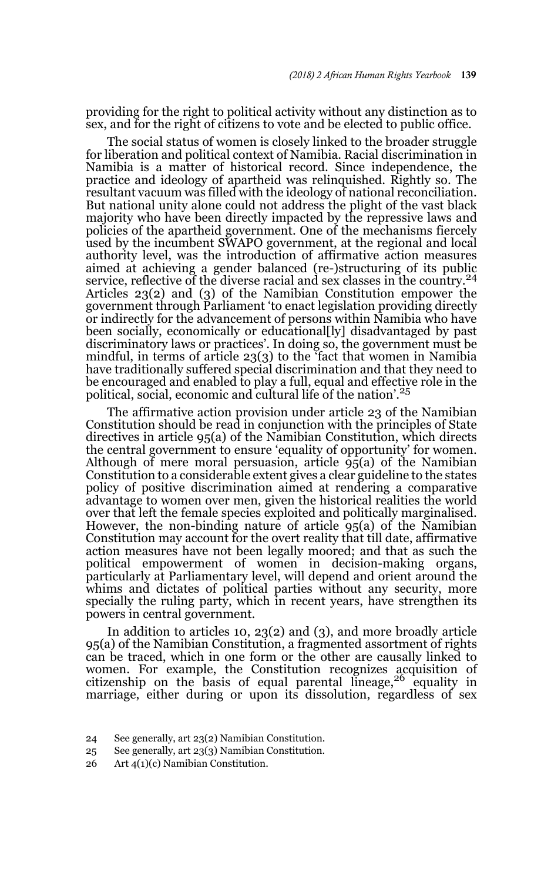providing for the right to political activity without any distinction as to sex, and for the right of citizens to vote and be elected to public office.

The social status of women is closely linked to the broader struggle for liberation and political context of Namibia. Racial discrimination in Namibia is a matter of historical record. Since independence, the practice and ideology of apartheid was relinquished. Rightly so. The resultant vacuum was filled with the ideology of national reconciliation. But national unity alone could not address the plight of the vast black majority who have been directly impacted by the repressive laws and policies of the apartheid government. One of the mechanisms fiercely used by the incumbent SWAPO government, at the regional and local authority level, was the introduction of affirmative action measures aimed at achieving a gender balanced (re-)structuring of its public service, reflective of the diverse racial and sex classes in the country.[24] Articles 23(2) and (3) of the Namibian Constitution empower the government through Parliament 'to enact legislation providing directly or indirectly for the advancement of persons within Namibia who have been socially, economically or educational[ly] disadvantaged by past discriminatory laws or practices'. In doing so, the government must be mindful, in terms of article 23(3) to the 'fact that women in Namibia have traditionally suffered special discrimination and that they need to be encouraged and enabled to play a full, equal and effective role in the political, social, economic and cultural life of the nation'.[25]

The affirmative action provision under article 23 of the Namibian Constitution should be read in conjunction with the principles of State directives in article 95(a) of the Namibian Constitution, which directs the central government to ensure 'equality of opportunity' for women. Although of mere moral persuasion, article 95(a) of the Namibian Constitution to a considerable extent gives a clear guideline to the states policy of positive discrimination aimed at rendering a comparative advantage to women over men, given the historical realities the world over that left the female species exploited and politically marginalised. However, the non-binding nature of article 95(a) of the Namibian Constitution may account for the overt reality that till date, affirmative action measures have not been legally moored; and that as such the political empowerment of women in decision-making organs, particularly at Parliamentary level, will depend and orient around the whims and dictates of political parties without any security, more specially the ruling party, which in recent years, have strengthen its powers in central government.

In addition to articles 10, 23(2) and (3), and more broadly article 95(a) of the Namibian Constitution, a fragmented assortment of rights can be traced, which in one form or the other are causally linked to women. For example, the Constitution recognizes acquisition of citizenship on the basis of equal parental lineage,[26] equality in marriage, either during or upon its dissolution, regardless of sex

24 See generally, art 23(2) Namibian Constitution.

25 See generally, art 23(3) Namibian Constitution.

26 Art 4(1)(c) Namibian Constitution.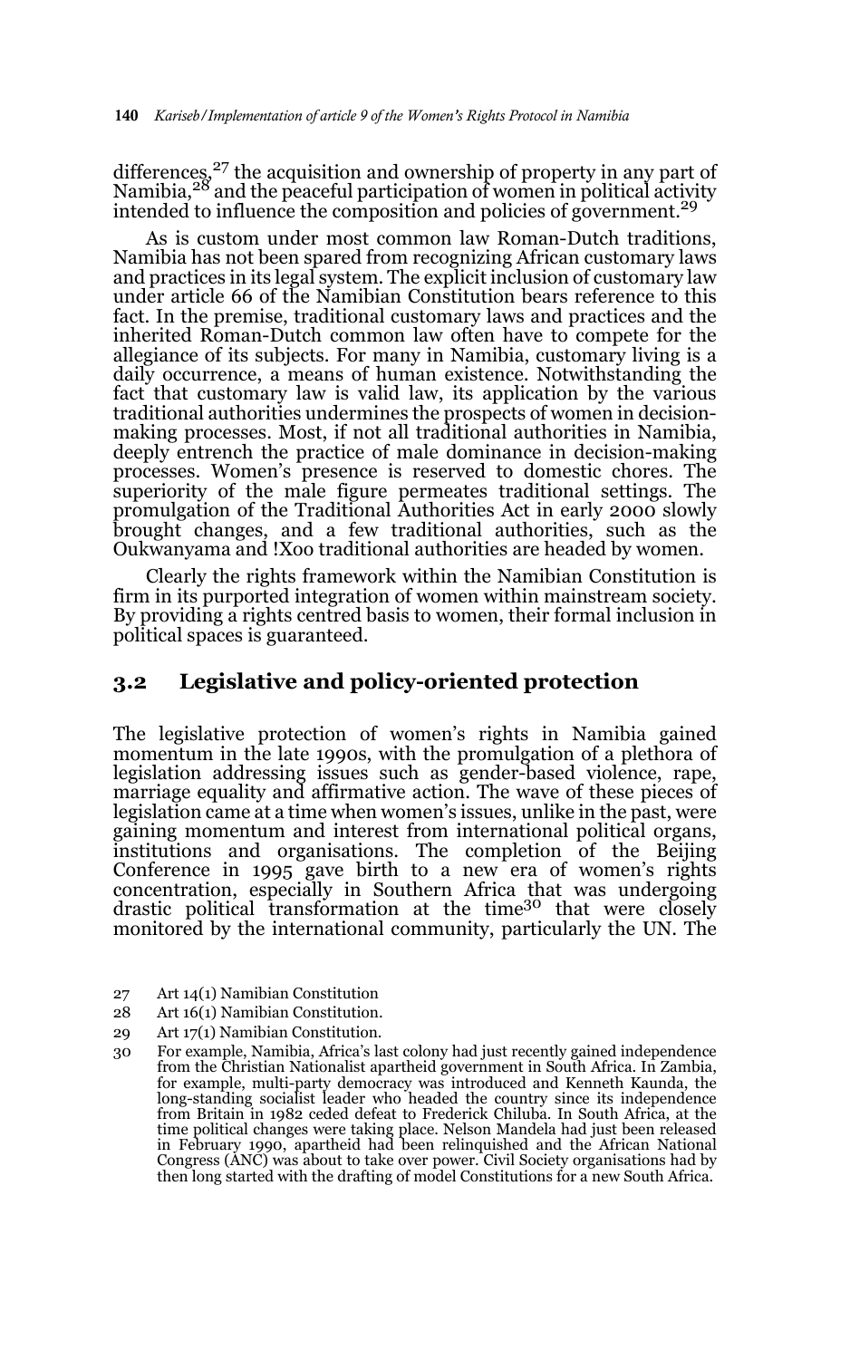differences,[27] the acquisition and ownership of property in any part of Namibia,[28] and the peaceful participation of women in political activity intended to influence the composition and policies of government.[29]

As is custom under most common law Roman-Dutch traditions, Namibia has not been spared from recognizing African customary laws and practices in its legal system. The explicit inclusion of customary law under article 66 of the Namibian Constitution bears reference to this fact. In the premise, traditional customary laws and practices and the inherited Roman-Dutch common law often have to compete for the allegiance of its subjects. For many in Namibia, customary living is a daily occurrence, a means of human existence. Notwithstanding the fact that customary law is valid law, its application by the various traditional authorities undermines the prospects of women in decision-making processes. Most, if not all traditional authorities in Namibia, deeply entrench the practice of male dominance in decision-making processes. Women's presence is reserved to domestic chores. The superiority of the male figure permeates traditional settings. The promulgation of the Traditional Authorities Act in early 2000 slowly brought changes, and a few traditional authorities, such as the Oukwanyama and !Xoo traditional authorities are headed by women.

Clearly the rights framework within the Namibian Constitution is firm in its purported integration of women within mainstream society. By providing a rights centred basis to women, their formal inclusion in political spaces is guaranteed.

## 3.2 Legislative and policy-oriented protection

The legislative protection of women's rights in Namibia gained momentum in the late 1990s, with the promulgation of a plethora of legislation addressing issues such as gender-based violence, rape, marriage equality and affirmative action. The wave of these pieces of legislation came at a time when women's issues, unlike in the past, were gaining momentum and interest from international political organs, institutions and organisations. The completion of the Beijing Conference in 1995 gave birth to a new era of women's rights concentration, especially in Southern Africa that was undergoing drastic political transformation at the time[30] that were closely monitored by the international community, particularly the UN. The

27 Art 14(1) Namibian Constitution

28 Art 16(1) Namibian Constitution.

29 Art 17(1) Namibian Constitution.

30 For example, Namibia, Africa's last colony had just recently gained independence from the Christian Nationalist apartheid government in South Africa. In Zambia, for example, multi-party democracy was introduced and Kenneth Kaunda, the long-standing socialist leader who headed the country since its independence from Britain in 1982 ceded defeat to Frederick Chiluba. In South Africa, at the time political changes were taking place. Nelson Mandela had just been released in February 1990, apartheid had been relinquished and the African National Congress (ANC) was about to take over power. Civil Society organisations had by then long started with the drafting of model Constitutions for a new South Africa.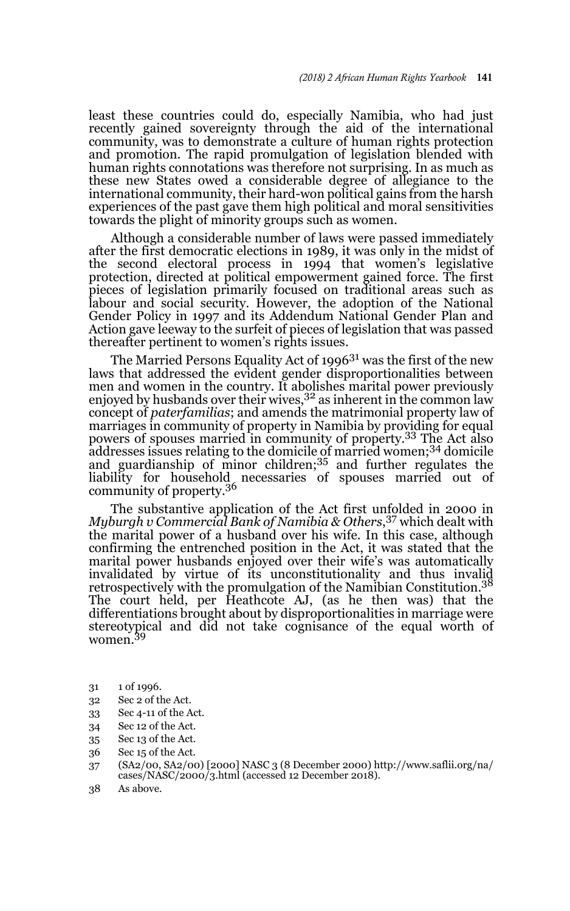least these countries could do, especially Namibia, who had just recently gained sovereignty through the aid of the international community, was to demonstrate a culture of human rights protection and promotion. The rapid promulgation of legislation blended with human rights connotations was therefore not surprising. In as much as these new States owed a considerable degree of allegiance to the international community, their hard-won political gains from the harsh experiences of the past gave them high political and moral sensitivities towards the plight of minority groups such as women.

Although a considerable number of laws were passed immediately after the first democratic elections in 1989, it was only in the midst of the second electoral process in 1994 that women's legislative protection, directed at political empowerment gained force. The first pieces of legislation primarily focused on traditional areas such as labour and social security. However, the adoption of the National Gender Policy in 1997 and its Addendum National Gender Plan and Action gave leeway to the surfeit of pieces of legislation that was passed thereafter pertinent to women's rights issues.

The Married Persons Equality Act of 1996[31] was the first of the new laws that addressed the evident gender disproportionalities between men and women in the country. It abolishes marital power previously enjoyed by husbands over their wives,[32] as inherent in the common law concept of *paterfamilias*; and amends the matrimonial property law of marriages in community of property in Namibia by providing for equal powers of spouses married in community of property.[33] The Act also addresses issues relating to the domicile of married women;[34] domicile and guardianship of minor children;[35] and further regulates the liability for household necessaries of spouses married out of community of property.[36]

The substantive application of the Act first unfolded in 2000 in *Myburgh v Commercial Bank of Namibia & Others,*[37] which dealt with the marital power of a husband over his wife. In this case, although confirming the entrenched position in the Act, it was stated that the marital power husbands enjoyed over their wife's was automatically invalidated by virtue of its unconstitutionality and thus invalid retrospectively with the promulgation of the Namibian Constitution.[38] The court held, per Heathcote AJ, (as he then was) that the differentiations brought about by disproportionalities in marriage were stereotypical and did not take cognisance of the equal worth of women.[39]

31 1 of 1996.

32 Sec 2 of the Act.

33 Sec 4-11 of the Act.

34 Sec 12 of the Act.

35 Sec 13 of the Act.

36 Sec 15 of the Act.

37 (SA2/00, SA2/00) [2000] NASC 3 (8 December 2000) http://www.saflii.org/na/cases/NASC/2000/3.html (accessed 12 December 2018).

38 As above.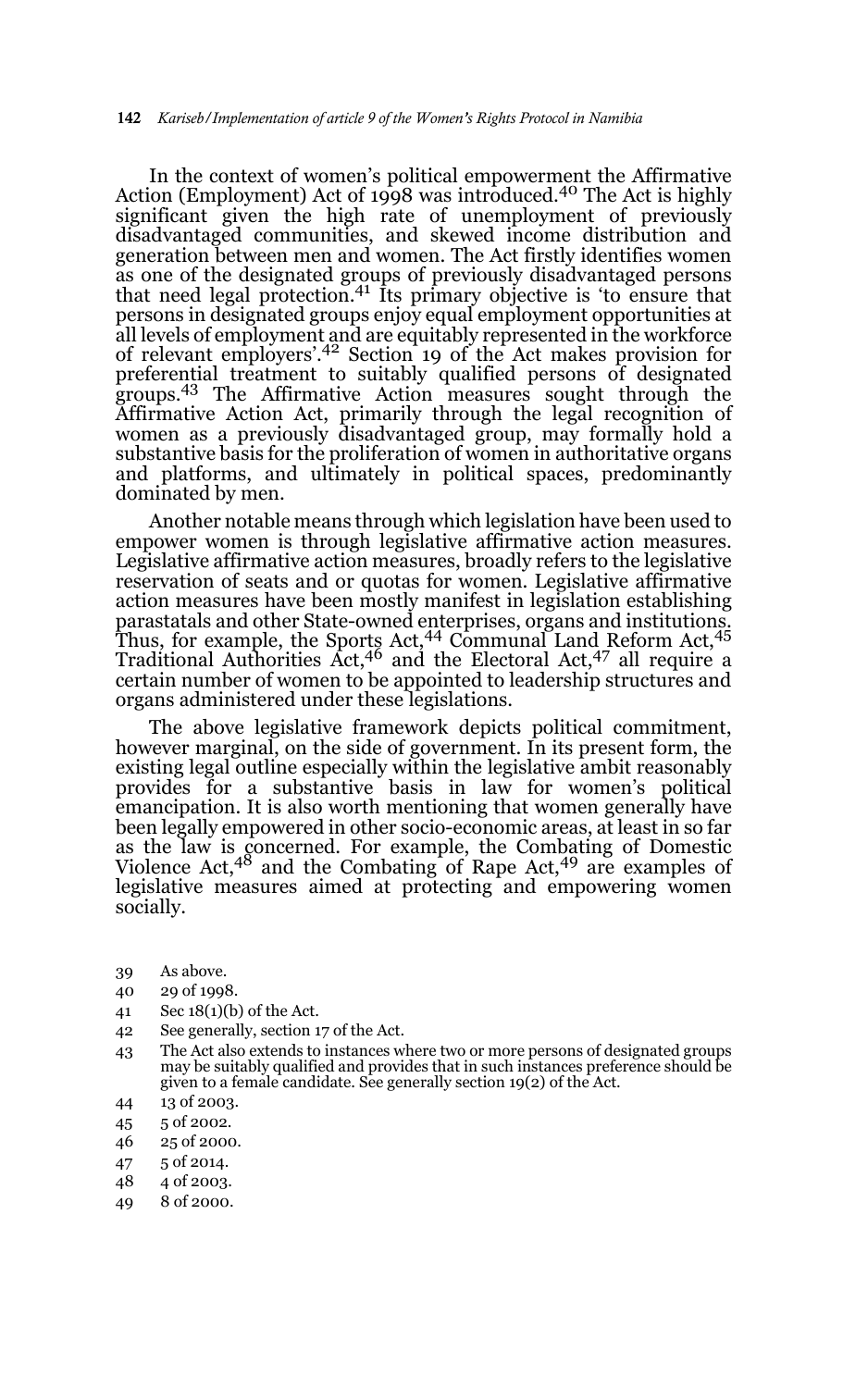In the context of women's political empowerment the Affirmative Action (Employment) Act of 1998 was introduced.[40] The Act is highly significant given the high rate of unemployment of previously disadvantaged communities, and skewed income distribution and generation between men and women. The Act firstly identifies women as one of the designated groups of previously disadvantaged persons that need legal protection.[41] Its primary objective is 'to ensure that persons in designated groups enjoy equal employment opportunities at all levels of employment and are equitably represented in the workforce of relevant employers'.[42] Section 19 of the Act makes provision for preferential treatment to suitably qualified persons of designated groups.[43] The Affirmative Action measures sought through the Affirmative Action Act, primarily through the legal recognition of women as a previously disadvantaged group, may formally hold a substantive basis for the proliferation of women in authoritative organs and platforms, and ultimately in political spaces, predominantly dominated by men.

Another notable means through which legislation have been used to empower women is through legislative affirmative action measures. Legislative affirmative action measures, broadly refers to the legislative reservation of seats and or quotas for women. Legislative affirmative action measures have been mostly manifest in legislation establishing parastatals and other State-owned enterprises, organs and institutions. Thus, for example, the Sports Act,[44] Communal Land Reform Act,[45] Traditional Authorities Act,[46] and the Electoral Act,[47] all require a certain number of women to be appointed to leadership structures and organs administered under these legislations.

The above legislative framework depicts political commitment, however marginal, on the side of government. In its present form, the existing legal outline especially within the legislative ambit reasonably provides for a substantive basis in law for women's political emancipation. It is also worth mentioning that women generally have been legally empowered in other socio-economic areas, at least in so far as the law is concerned. For example, the Combating of Domestic Violence Act,[48] and the Combating of Rape Act,[49] are examples of legislative measures aimed at protecting and empowering women socially.

39 As above.

40 29 of 1998.

41 Sec 18(1)(b) of the Act.

42 See generally, section 17 of the Act.

43 The Act also extends to instances where two or more persons of designated groups may be suitably qualified and provides that in such instances preference should be given to a female candidate. See generally section 19(2) of the Act.

44 13 of 2003.

45 5 of 2002.

46 25 of 2000.

47 5 of 2014.

48 4 of 2003.

49 8 of 2000.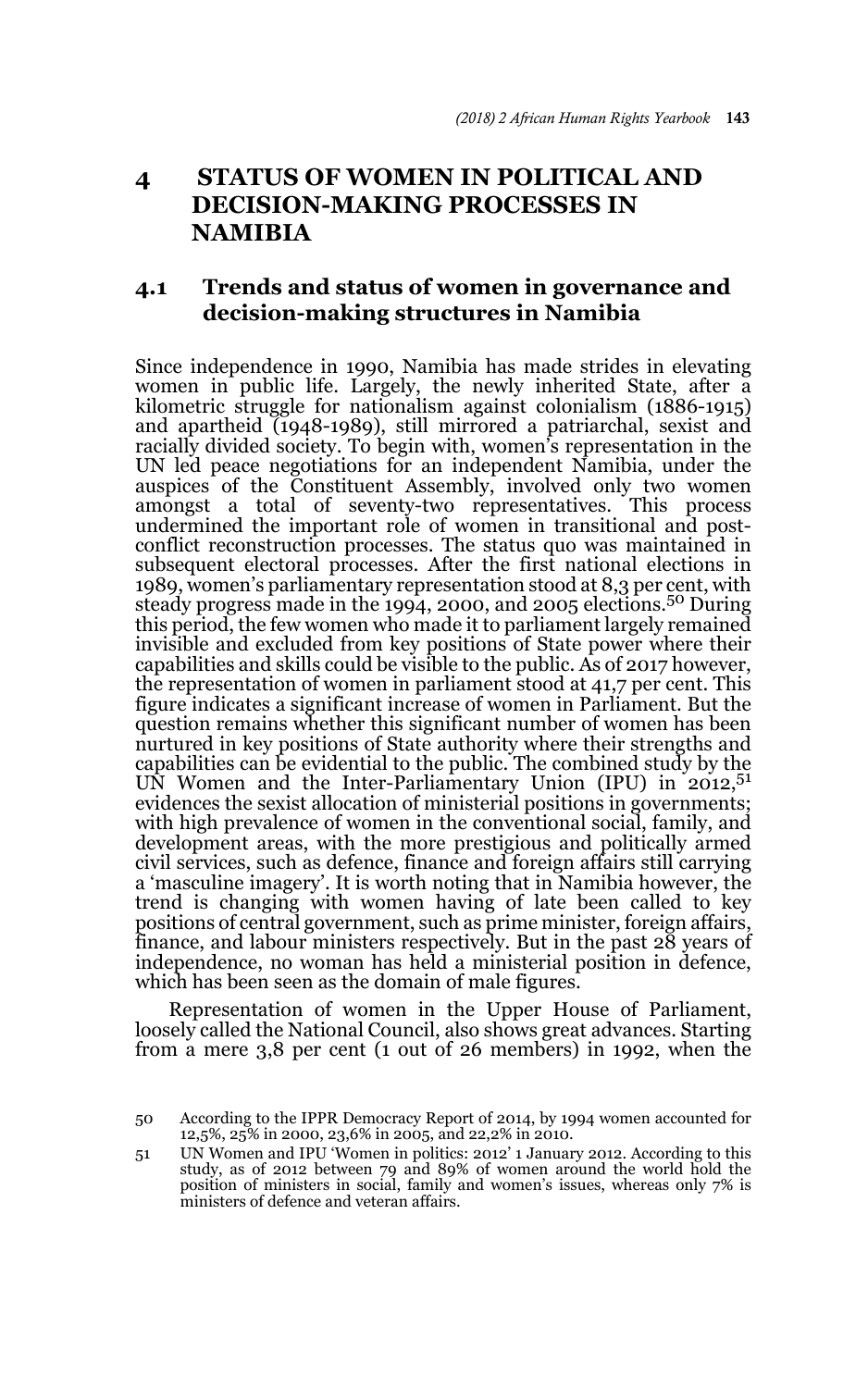# 4 STATUS OF WOMEN IN POLITICAL AND DECISION-MAKING PROCESSES IN NAMIBIA

## 4.1 Trends and status of women in governance and decision-making structures in Namibia

Since independence in 1990, Namibia has made strides in elevating women in public life. Largely, the newly inherited State, after a kilometric struggle for nationalism against colonialism (1886-1915) and apartheid (1948-1989), still mirrored a patriarchal, sexist and racially divided society. To begin with, women's representation in the UN led peace negotiations for an independent Namibia, under the auspices of the Constituent Assembly, involved only two women amongst a total of seventy-two representatives. This process undermined the important role of women in transitional and post-conflict reconstruction processes. The status quo was maintained in subsequent electoral processes. After the first national elections in 1989, women's parliamentary representation stood at 8,3 per cent, with steady progress made in the 1994, 2000, and 2005 elections.[50] During this period, the few women who made it to parliament largely remained invisible and excluded from key positions of State power where their capabilities and skills could be visible to the public. As of 2017 however, the representation of women in parliament stood at 41,7 per cent. This figure indicates a significant increase of women in Parliament. But the question remains whether this significant number of women has been nurtured in key positions of State authority where their strengths and capabilities can be evidential to the public. The combined study by the UN Women and the Inter-Parliamentary Union (IPU) in 2012,[51] evidences the sexist allocation of ministerial positions in governments; with high prevalence of women in the conventional social, family, and development areas, with the more prestigious and politically armed civil services, such as defence, finance and foreign affairs still carrying a 'masculine imagery'. It is worth noting that in Namibia however, the trend is changing with women having of late been called to key positions of central government, such as prime minister, foreign affairs, finance, and labour ministers respectively. But in the past 28 years of independence, no woman has held a ministerial position in defence, which has been seen as the domain of male figures.

Representation of women in the Upper House of Parliament, loosely called the National Council, also shows great advances. Starting from a mere 3,8 per cent (1 out of 26 members) in 1992, when the

50 According to the IPPR Democracy Report of 2014, by 1994 women accounted for 12,5%, 25% in 2000, 23,6% in 2005, and 22,2% in 2010.

51 UN Women and IPU 'Women in politics: 2012' 1 January 2012. According to this study, as of 2012 between 79 and 89% of women around the world hold the position of ministers in social, family and women's issues, whereas only 7% is ministers of defence and veteran affairs.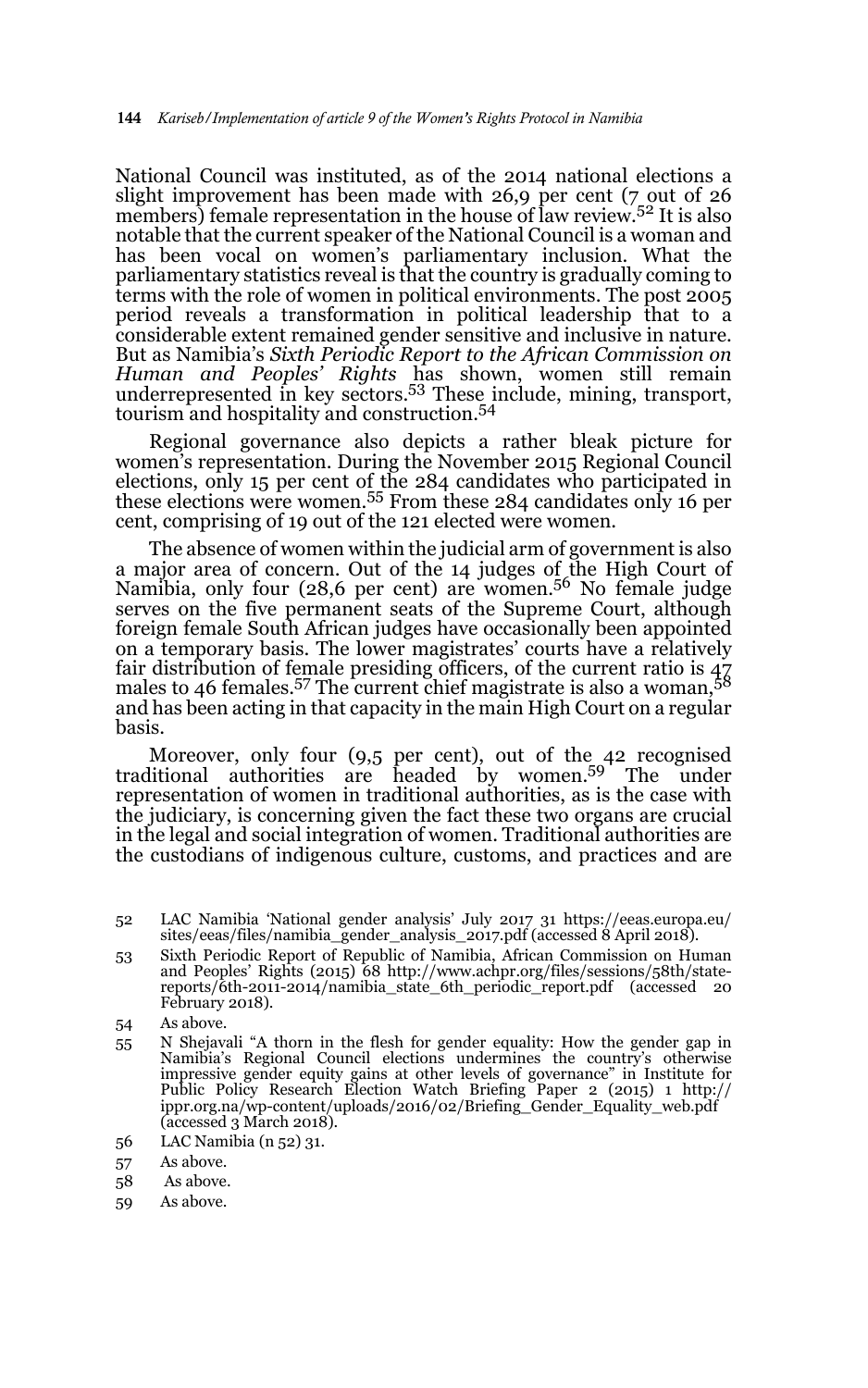National Council was instituted, as of the 2014 national elections a slight improvement has been made with 26,9 per cent (7 out of 26 members) female representation in the house of law review.[52] It is also notable that the current speaker of the National Council is a woman and has been vocal on women's parliamentary inclusion. What the parliamentary statistics reveal is that the country is gradually coming to terms with the role of women in political environments. The post 2005 period reveals a transformation in political leadership that to a considerable extent remained gender sensitive and inclusive in nature. But as Namibia's *Sixth Periodic Report to the African Commission on Human and Peoples' Rights* has shown, women still remain underrepresented in key sectors.[53] These include, mining, transport, tourism and hospitality and construction.[54]

Regional governance also depicts a rather bleak picture for women's representation. During the November 2015 Regional Council elections, only 15 per cent of the 284 candidates who participated in these elections were women.[55] From these 284 candidates only 16 per cent, comprising of 19 out of the 121 elected were women.

The absence of women within the judicial arm of government is also a major area of concern. Out of the 14 judges of the High Court of Namibia, only four (28,6 per cent) are women.[56] No female judge serves on the five permanent seats of the Supreme Court, although foreign female South African judges have occasionally been appointed on a temporary basis. The lower magistrates' courts have a relatively fair distribution of female presiding officers, of the current ratio is 47 males to 46 females.[57] The current chief magistrate is also a woman,[58] and has been acting in that capacity in the main High Court on a regular basis.

Moreover, only four (9,5 per cent), out of the 42 recognised traditional authorities are headed by women.[59] The under representation of women in traditional authorities, as is the case with the judiciary, is concerning given the fact these two organs are crucial in the legal and social integration of women. Traditional authorities are the custodians of indigenous culture, customs, and practices and are

52 LAC Namibia 'National gender analysis' July 2017 31 https://eeas.europa.eu/sites/eeas/files/namibia_gender_analysis_2017.pdf (accessed 8 April 2018).

53 Sixth Periodic Report of Republic of Namibia, African Commission on Human and Peoples' Rights (2015) 68 http://www.achpr.org/files/sessions/58th/state-reports/6th-2011-2014/namibia_state_6th_periodic_report.pdf (accessed 20 February 2018).

54 As above.

55 N Shejavali "A thorn in the flesh for gender equality: How the gender gap in Namibia's Regional Council elections undermines the country's otherwise impressive gender equity gains at other levels of governance" in Institute for Public Policy Research Election Watch Briefing Paper 2 (2015) 1 http://ippr.org.na/wp-content/uploads/2016/02/Briefing_Gender_Equality_web.pdf (accessed 3 March 2018).

56 LAC Namibia (n 52) 31.

57 As above.

58 As above.

59 As above.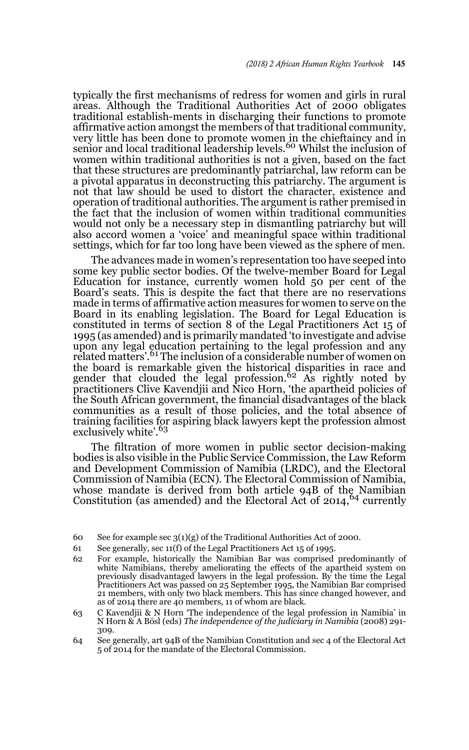typically the first mechanisms of redress for women and girls in rural areas. Although the Traditional Authorities Act of 2000 obligates traditional establish-ments in discharging their functions to promote affirmative action amongst the members of that traditional community, very little has been done to promote women in the chieftaincy and in senior and local traditional leadership levels.[60] Whilst the inclusion of women within traditional authorities is not a given, based on the fact that these structures are predominantly patriarchal, law reform can be a pivotal apparatus in deconstructing this patriarchy. The argument is not that law should be used to distort the character, existence and operation of traditional authorities. The argument is rather premised in the fact that the inclusion of women within traditional communities would not only be a necessary step in dismantling patriarchy but will also accord women a 'voice' and meaningful space within traditional settings, which for far too long have been viewed as the sphere of men.

The advances made in women's representation too have seeped into some key public sector bodies. Of the twelve-member Board for Legal Education for instance, currently women hold 50 per cent of the Board's seats. This is despite the fact that there are no reservations made in terms of affirmative action measures for women to serve on the Board in its enabling legislation. The Board for Legal Education is constituted in terms of section 8 of the Legal Practitioners Act 15 of 1995 (as amended) and is primarily mandated 'to investigate and advise upon any legal education pertaining to the legal profession and any related matters'.[61] The inclusion of a considerable number of women on the board is remarkable given the historical disparities in race and gender that clouded the legal profession.[62] As rightly noted by practitioners Clive Kavendjii and Nico Horn, 'the apartheid policies of the South African government, the financial disadvantages of the black communities as a result of those policies, and the total absence of training facilities for aspiring black lawyers kept the profession almost exclusively white'.[63]

The filtration of more women in public sector decision-making bodies is also visible in the Public Service Commission, the Law Reform and Development Commission of Namibia (LRDC), and the Electoral Commission of Namibia (ECN). The Electoral Commission of Namibia, whose mandate is derived from both article 94B of the Namibian Constitution (as amended) and the Electoral Act of 2014,[64] currently

60 See for example sec 3(1)(g) of the Traditional Authorities Act of 2000.

61 See generally, sec 11(f) of the Legal Practitioners Act 15 of 1995.

62 For example, historically the Namibian Bar was comprised predominantly of white Namibians, thereby ameliorating the effects of the apartheid system on previously disadvantaged lawyers in the legal profession. By the time the Legal Practitioners Act was passed on 25 September 1995, the Namibian Bar comprised 21 members, with only two black members. This has since changed however, and as of 2014 there are 40 members, 11 of whom are black.

63 C Kavendjii & N Horn 'The independence of the legal profession in Namibia' in N Horn & A Bösl (eds) *The independence of the judiciary in Namibia* (2008) 291-309.

64 See generally, art 94B of the Namibian Constitution and sec 4 of the Electoral Act 5 of 2014 for the mandate of the Electoral Commission.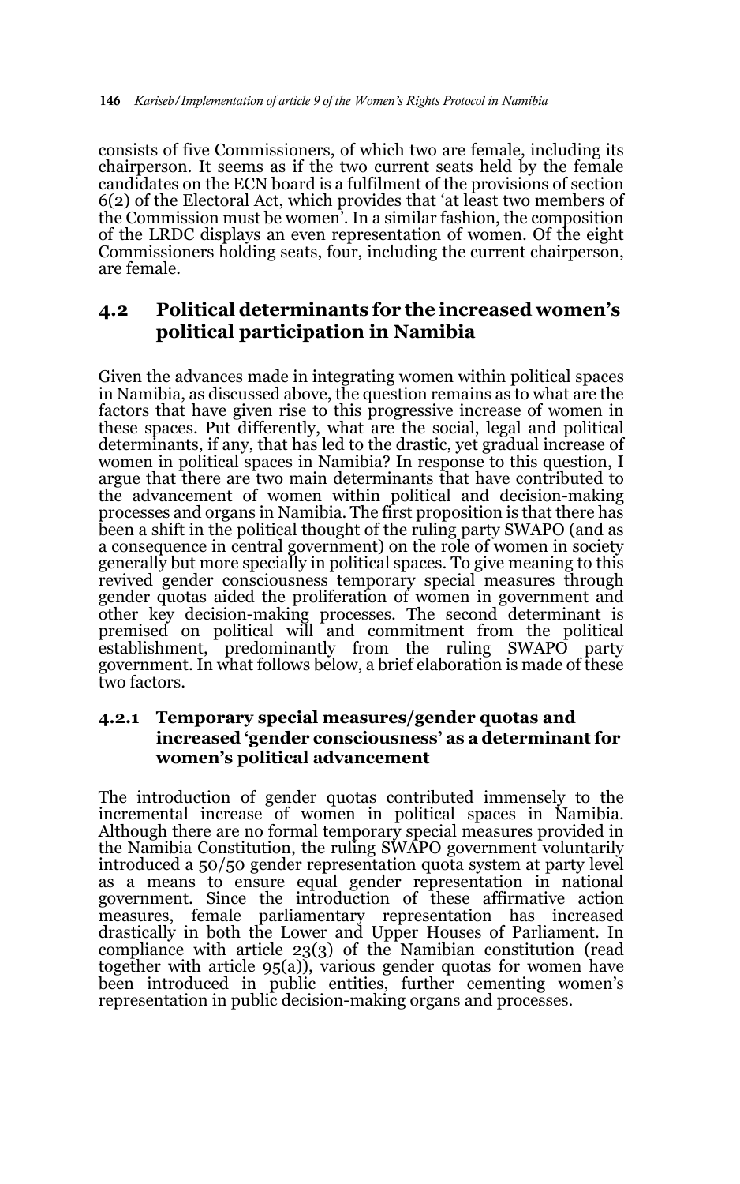consists of five Commissioners, of which two are female, including its chairperson. It seems as if the two current seats held by the female candidates on the ECN board is a fulfilment of the provisions of section 6(2) of the Electoral Act, which provides that 'at least two members of the Commission must be women'. In a similar fashion, the composition of the LRDC displays an even representation of women. Of the eight Commissioners holding seats, four, including the current chairperson, are female.

## 4.2 Political determinants for the increased women's political participation in Namibia

Given the advances made in integrating women within political spaces in Namibia, as discussed above, the question remains as to what are the factors that have given rise to this progressive increase of women in these spaces. Put differently, what are the social, legal and political determinants, if any, that has led to the drastic, yet gradual increase of women in political spaces in Namibia? In response to this question, I argue that there are two main determinants that have contributed to the advancement of women within political and decision-making processes and organs in Namibia. The first proposition is that there has been a shift in the political thought of the ruling party SWAPO (and as a consequence in central government) on the role of women in society generally but more specially in political spaces. To give meaning to this revived gender consciousness temporary special measures through gender quotas aided the proliferation of women in government and other key decision-making processes. The second determinant is premised on political will and commitment from the political establishment, predominantly from the ruling SWAPO party government. In what follows below, a brief elaboration is made of these two factors.

### 4.2.1 Temporary special measures/gender quotas and increased 'gender consciousness' as a determinant for women's political advancement

The introduction of gender quotas contributed immensely to the incremental increase of women in political spaces in Namibia. Although there are no formal temporary special measures provided in the Namibia Constitution, the ruling SWAPO government voluntarily introduced a 50/50 gender representation quota system at party level as a means to ensure equal gender representation in national government. Since the introduction of these affirmative action measures, female parliamentary representation has increased drastically in both the Lower and Upper Houses of Parliament. In compliance with article 23(3) of the Namibian constitution (read together with article 95(a)), various gender quotas for women have been introduced in public entities, further cementing women's representation in public decision-making organs and processes.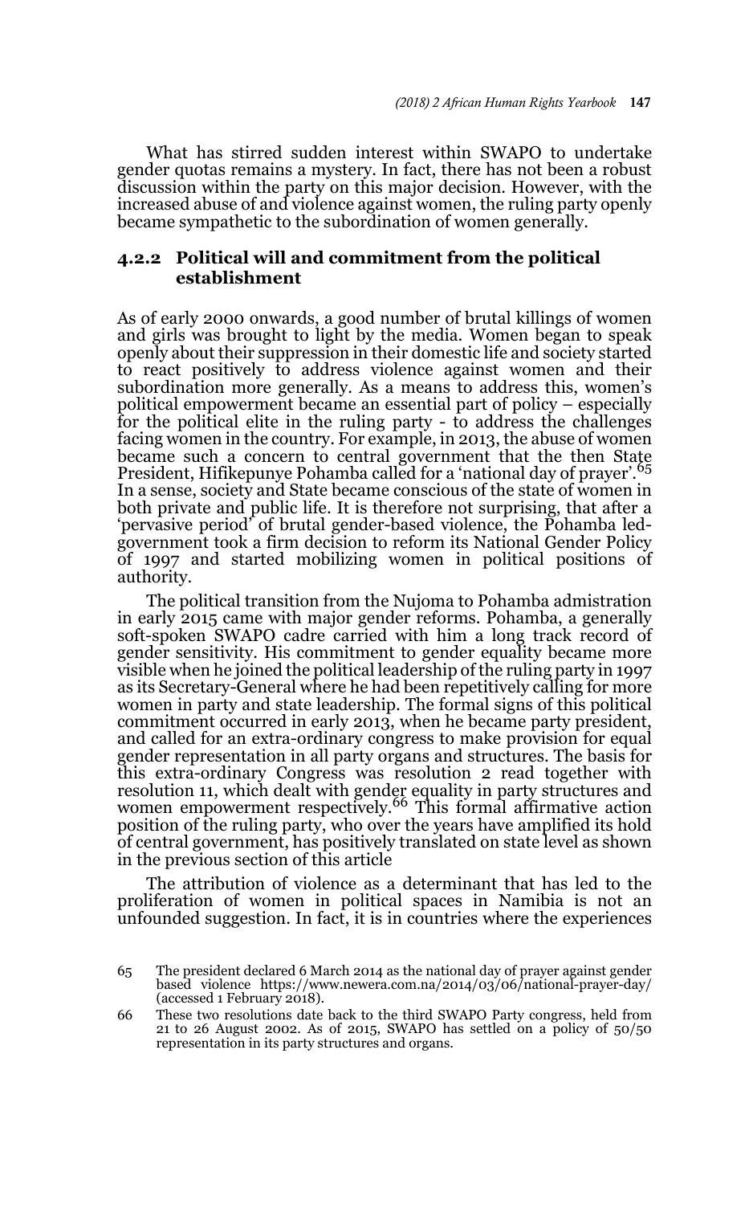What has stirred sudden interest within SWAPO to undertake gender quotas remains a mystery. In fact, there has not been a robust discussion within the party on this major decision. However, with the increased abuse of and violence against women, the ruling party openly became sympathetic to the subordination of women generally.

### 4.2.2 Political will and commitment from the political establishment

As of early 2000 onwards, a good number of brutal killings of women and girls was brought to light by the media. Women began to speak openly about their suppression in their domestic life and society started to react positively to address violence against women and their subordination more generally. As a means to address this, women's political empowerment became an essential part of policy – especially for the political elite in the ruling party - to address the challenges facing women in the country. For example, in 2013, the abuse of women became such a concern to central government that the then State President, Hifikepunye Pohamba called for a 'national day of prayer'.[65] In a sense, society and State became conscious of the state of women in both private and public life. It is therefore not surprising, that after a 'pervasive period' of brutal gender-based violence, the Pohamba led-government took a firm decision to reform its National Gender Policy of 1997 and started mobilizing women in political positions of authority.

The political transition from the Nujoma to Pohamba admistration in early 2015 came with major gender reforms. Pohamba, a generally soft-spoken SWAPO cadre carried with him a long track record of gender sensitivity. His commitment to gender equality became more visible when he joined the political leadership of the ruling party in 1997 as its Secretary-General where he had been repetitively calling for more women in party and state leadership. The formal signs of this political commitment occurred in early 2013, when he became party president, and called for an extra-ordinary congress to make provision for equal gender representation in all party organs and structures. The basis for this extra-ordinary Congress was resolution 2 read together with resolution 11, which dealt with gender equality in party structures and women empowerment respectively.[66] This formal affirmative action position of the ruling party, who over the years have amplified its hold of central government, has positively translated on state level as shown in the previous section of this article

The attribution of violence as a determinant that has led to the proliferation of women in political spaces in Namibia is not an unfounded suggestion. In fact, it is in countries where the experiences

65 The president declared 6 March 2014 as the national day of prayer against gender based violence https://www.newera.com.na/2014/03/06/national-prayer-day/ (accessed 1 February 2018).

66 These two resolutions date back to the third SWAPO Party congress, held from 21 to 26 August 2002. As of 2015, SWAPO has settled on a policy of 50/50 representation in its party structures and organs.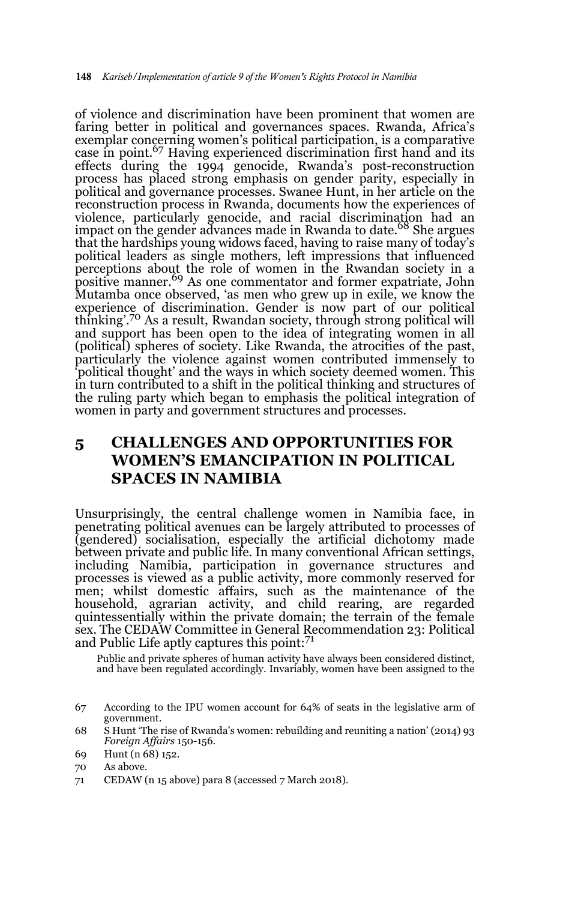of violence and discrimination have been prominent that women are faring better in political and governances spaces. Rwanda, Africa's exemplar concerning women's political participation, is a comparative case in point.[67] Having experienced discrimination first hand and its effects during the 1994 genocide, Rwanda's post-reconstruction process has placed strong emphasis on gender parity, especially in political and governance processes. Swanee Hunt, in her article on the reconstruction process in Rwanda, documents how the experiences of violence, particularly genocide, and racial discrimination had an impact on the gender advances made in Rwanda to date.[68] She argues that the hardships young widows faced, having to raise many of today's political leaders as single mothers, left impressions that influenced perceptions about the role of women in the Rwandan society in a positive manner.[69] As one commentator and former expatriate, John Mutamba once observed, 'as men who grew up in exile, we know the experience of discrimination. Gender is now part of our political thinking'.[70] As a result, Rwandan society, through strong political will and support has been open to the idea of integrating women in all (political) spheres of society. Like Rwanda, the atrocities of the past, particularly the violence against women contributed immensely to 'political thought' and the ways in which society deemed women. This in turn contributed to a shift in the political thinking and structures of the ruling party which began to emphasis the political integration of women in party and government structures and processes.

## 5 CHALLENGES AND OPPORTUNITIES FOR WOMEN'S EMANCIPATION IN POLITICAL SPACES IN NAMIBIA

Unsurprisingly, the central challenge women in Namibia face, in penetrating political avenues can be largely attributed to processes of (gendered) socialisation, especially the artificial dichotomy made between private and public life. In many conventional African settings, including Namibia, participation in governance structures and processes is viewed as a public activity, more commonly reserved for men; whilst domestic affairs, such as the maintenance of the household, agrarian activity, and child rearing, are regarded quintessentially within the private domain; the terrain of the female sex. The CEDAW Committee in General Recommendation 23: Political and Public Life aptly captures this point:[71]

> Public and private spheres of human activity have always been considered distinct, and have been regulated accordingly. Invariably, women have been assigned to the

---

67 According to the IPU women account for 64% of seats in the legislative arm of government.

68 S Hunt 'The rise of Rwanda's women: rebuilding and reuniting a nation' (2014) 93 *Foreign Affairs* 150-156.

69 Hunt (n 68) 152.

70 As above.

71 CEDAW (n 15 above) para 8 (accessed 7 March 2018).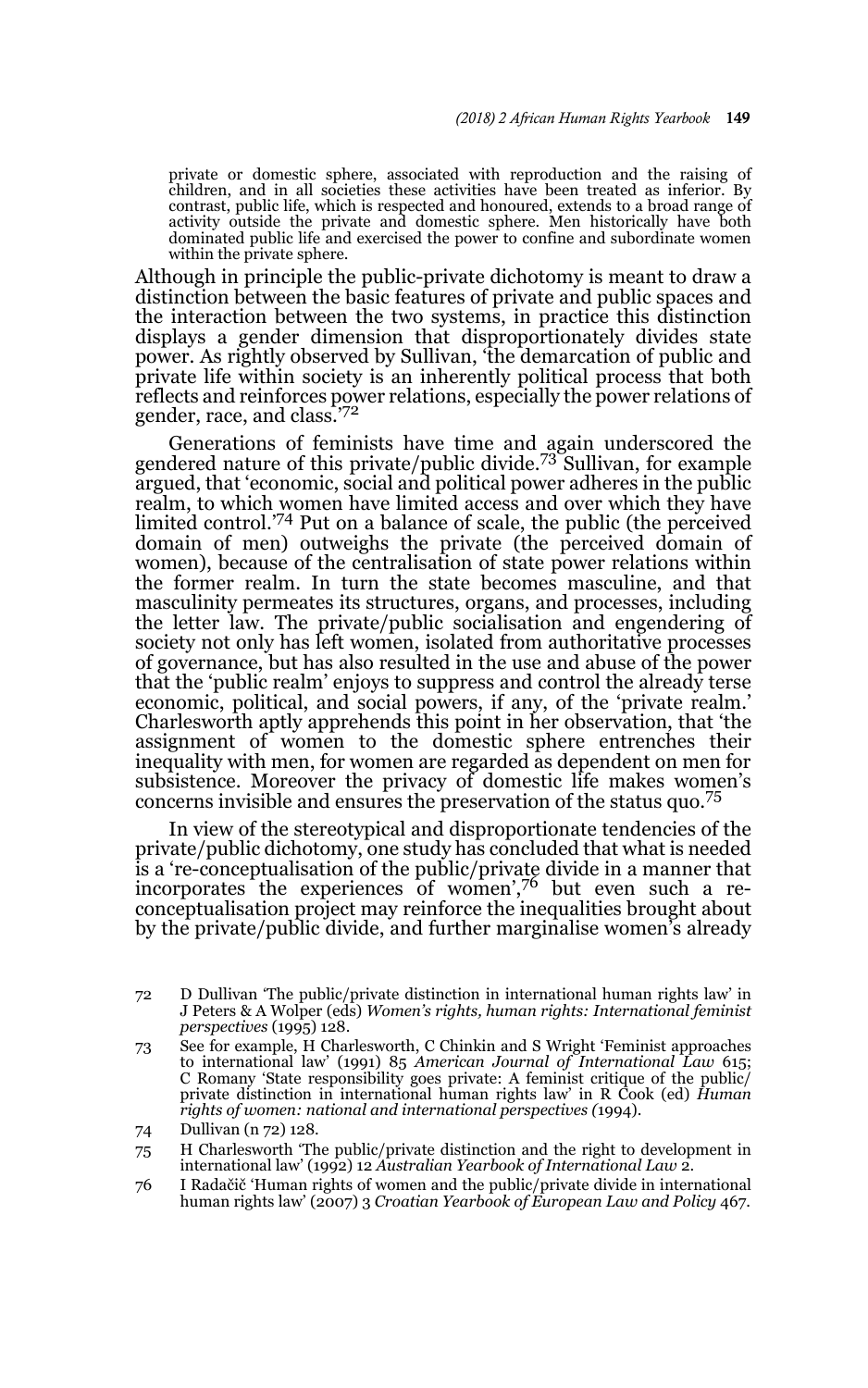private or domestic sphere, associated with reproduction and the raising of children, and in all societies these activities have been treated as inferior. By contrast, public life, which is respected and honoured, extends to a broad range of activity outside the private and domestic sphere. Men historically have both dominated public life and exercised the power to confine and subordinate women within the private sphere.

Although in principle the public-private dichotomy is meant to draw a distinction between the basic features of private and public spaces and the interaction between the two systems, in practice this distinction displays a gender dimension that disproportionately divides state power. As rightly observed by Sullivan, 'the demarcation of public and private life within society is an inherently political process that both reflects and reinforces power relations, especially the power relations of gender, race, and class.'[72]

Generations of feminists have time and again underscored the gendered nature of this private/public divide.[73] Sullivan, for example argued, that 'economic, social and political power adheres in the public realm, to which women have limited access and over which they have limited control.'[74] Put on a balance of scale, the public (the perceived domain of men) outweighs the private (the perceived domain of women), because of the centralisation of state power relations within the former realm. In turn the state becomes masculine, and that masculinity permeates its structures, organs, and processes, including the letter law. The private/public socialisation and engendering of society not only has left women, isolated from authoritative processes of governance, but has also resulted in the use and abuse of the power that the 'public realm' enjoys to suppress and control the already terse economic, political, and social powers, if any, of the 'private realm.' Charlesworth aptly apprehends this point in her observation, that 'the assignment of women to the domestic sphere entrenches their inequality with men, for women are regarded as dependent on men for subsistence. Moreover the privacy of domestic life makes women's concerns invisible and ensures the preservation of the status quo.[75]

In view of the stereotypical and disproportionate tendencies of the private/public dichotomy, one study has concluded that what is needed is a 're-conceptualisation of the public/private divide in a manner that incorporates the experiences of women',[76] but even such a re-conceptualisation project may reinforce the inequalities brought about by the private/public divide, and further marginalise women's already

72 D Dullivan 'The public/private distinction in international human rights law' in J Peters & A Wolper (eds) *Women's rights, human rights: International feminist perspectives* (1995) 128.

73 See for example, H Charlesworth, C Chinkin and S Wright 'Feminist approaches to international law' (1991) 85 *American Journal of International Law* 615; C Romany 'State responsibility goes private: A feminist critique of the public/ private distinction in international human rights law' in R Cook (ed) *Human rights of women: national and international perspectives (*1994).

74 Dullivan (n 72) 128.

75 H Charlesworth 'The public/private distinction and the right to development in international law' (1992) 12 *Australian Yearbook of International Law* 2.

76 I Radačič 'Human rights of women and the public/private divide in international human rights law' (2007) 3 *Croatian Yearbook of European Law and Policy* 467.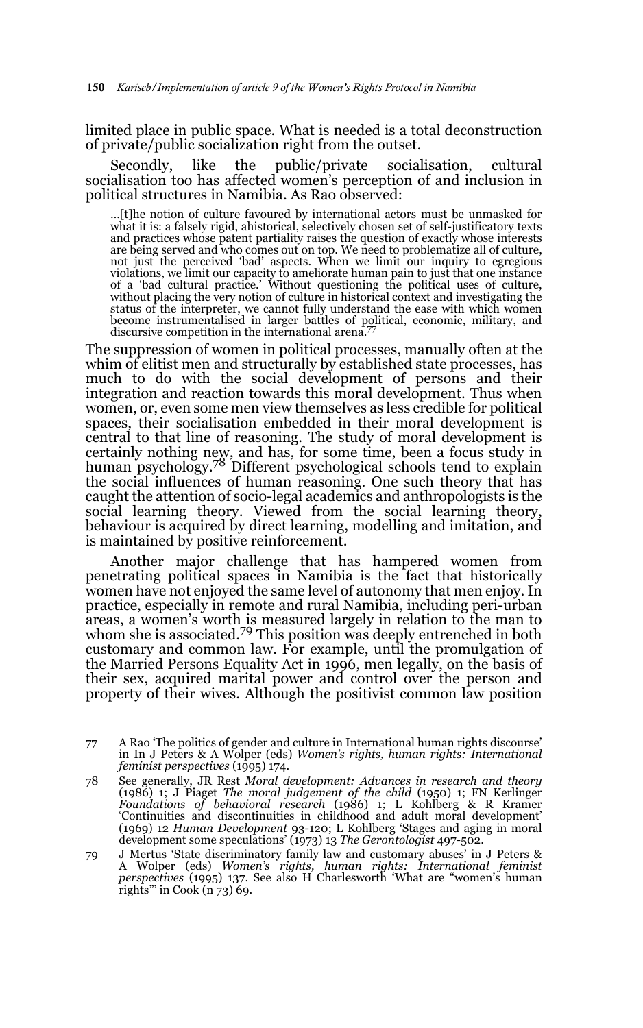limited place in public space. What is needed is a total deconstruction of private/public socialization right from the outset.

Secondly, like the public/private socialisation, cultural socialisation too has affected women's perception of and inclusion in political structures in Namibia. As Rao observed:

> …[t]he notion of culture favoured by international actors must be unmasked for what it is: a falsely rigid, ahistorical, selectively chosen set of self-justificatory texts and practices whose patent partiality raises the question of exactly whose interests are being served and who comes out on top. We need to problematize all of culture, not just the perceived 'bad' aspects. When we limit our inquiry to egregious violations, we limit our capacity to ameliorate human pain to just that one instance of a 'bad cultural practice.' Without questioning the political uses of culture, without placing the very notion of culture in historical context and investigating the status of the interpreter, we cannot fully understand the ease with which women become instrumentalised in larger battles of political, economic, military, and discursive competition in the international arena.[77]

The suppression of women in political processes, manually often at the whim of elitist men and structurally by established state processes, has much to do with the social development of persons and their integration and reaction towards this moral development. Thus when women, or, even some men view themselves as less credible for political spaces, their socialisation embedded in their moral development is central to that line of reasoning. The study of moral development is certainly nothing new, and has, for some time, been a focus study in human psychology.[78] Different psychological schools tend to explain the social influences of human reasoning. One such theory that has caught the attention of socio-legal academics and anthropologists is the social learning theory. Viewed from the social learning theory, behaviour is acquired by direct learning, modelling and imitation, and is maintained by positive reinforcement.

Another major challenge that has hampered women from penetrating political spaces in Namibia is the fact that historically women have not enjoyed the same level of autonomy that men enjoy. In practice, especially in remote and rural Namibia, including peri-urban areas, a women's worth is measured largely in relation to the man to whom she is associated.[79] This position was deeply entrenched in both customary and common law. For example, until the promulgation of the Married Persons Equality Act in 1996, men legally, on the basis of their sex, acquired marital power and control over the person and property of their wives. Although the positivist common law position

---

77 A Rao 'The politics of gender and culture in International human rights discourse' in In J Peters & A Wolper (eds) *Women's rights, human rights: International feminist perspectives* (1995) 174.

78 See generally, JR Rest *Moral development: Advances in research and theory* (1986) 1; J Piaget *The moral judgement of the child* (1950) 1; FN Kerlinger *Foundations of behavioral research* (1986) 1; L Kohlberg & R Kramer 'Continuities and discontinuities in childhood and adult moral development' (1969) 12 *Human Development* 93-120; L Kohlberg 'Stages and aging in moral development some speculations' (1973) 13 *The Gerontologist* 497-502.

79 J Mertus 'State discriminatory family law and customary abuses' in J Peters & A Wolper (eds) *Women's rights, human rights: International feminist perspectives* (1995) 137. See also H Charlesworth 'What are "women's human rights"' in Cook (n 73) 69.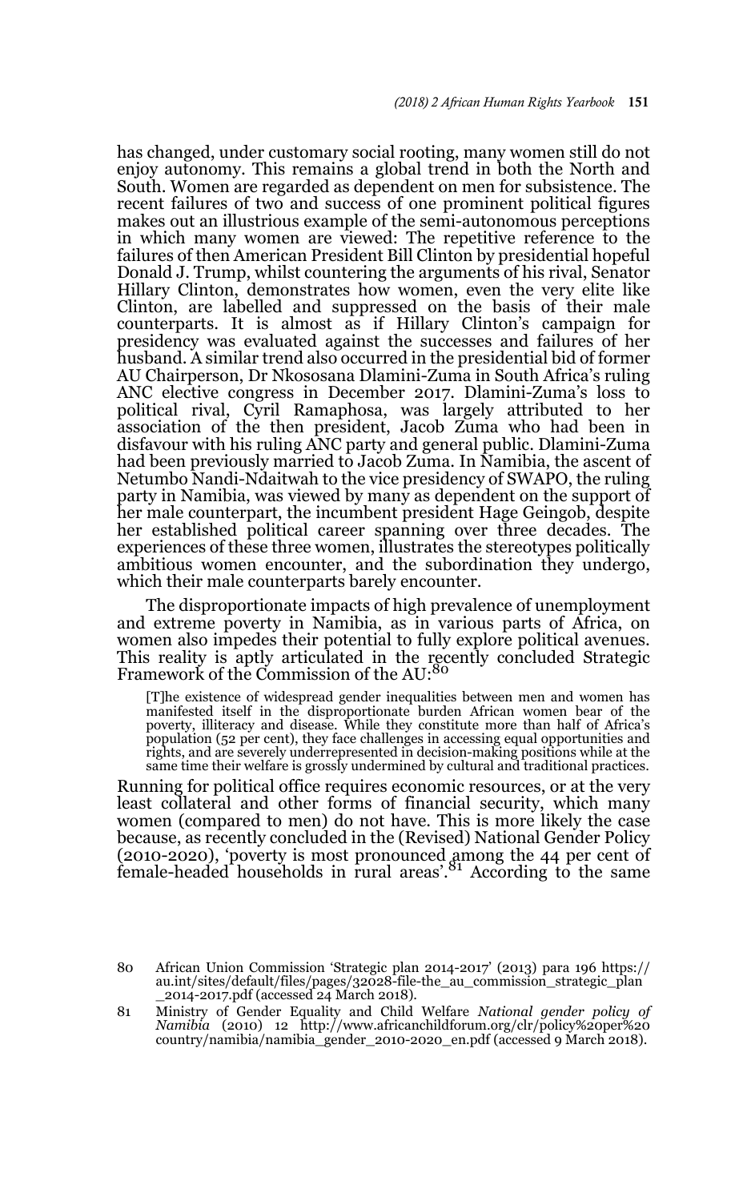has changed, under customary social rooting, many women still do not enjoy autonomy. This remains a global trend in both the North and South. Women are regarded as dependent on men for subsistence. The recent failures of two and success of one prominent political figures makes out an illustrious example of the semi-autonomous perceptions in which many women are viewed: The repetitive reference to the failures of then American President Bill Clinton by presidential hopeful Donald J. Trump, whilst countering the arguments of his rival, Senator Hillary Clinton, demonstrates how women, even the very elite like Clinton, are labelled and suppressed on the basis of their male counterparts. It is almost as if Hillary Clinton's campaign for presidency was evaluated against the successes and failures of her husband. A similar trend also occurred in the presidential bid of former AU Chairperson, Dr Nkososana Dlamini-Zuma in South Africa's ruling ANC elective congress in December 2017. Dlamini-Zuma's loss to political rival, Cyril Ramaphosa, was largely attributed to her association of the then president, Jacob Zuma who had been in disfavour with his ruling ANC party and general public. Dlamini-Zuma had been previously married to Jacob Zuma. In Namibia, the ascent of Netumbo Nandi-Ndaitwah to the vice presidency of SWAPO, the ruling party in Namibia, was viewed by many as dependent on the support of her male counterpart, the incumbent president Hage Geingob, despite her established political career spanning over three decades. The experiences of these three women, illustrates the stereotypes politically ambitious women encounter, and the subordination they undergo, which their male counterparts barely encounter.

The disproportionate impacts of high prevalence of unemployment and extreme poverty in Namibia, as in various parts of Africa, on women also impedes their potential to fully explore political avenues. This reality is aptly articulated in the recently concluded Strategic Framework of the Commission of the AU:[80]

> [T]he existence of widespread gender inequalities between men and women has manifested itself in the disproportionate burden African women bear of the poverty, illiteracy and disease. While they constitute more than half of Africa's population (52 per cent), they face challenges in accessing equal opportunities and rights, and are severely underrepresented in decision-making positions while at the same time their welfare is grossly undermined by cultural and traditional practices.

Running for political office requires economic resources, or at the very least collateral and other forms of financial security, which many women (compared to men) do not have. This is more likely the case because, as recently concluded in the (Revised) National Gender Policy (2010-2020), 'poverty is most pronounced among the 44 per cent of female-headed households in rural areas'.[81] According to the same

---

80 African Union Commission 'Strategic plan 2014-2017' (2013) para 196 https://au.int/sites/default/files/pages/32028-file-the_au_commission_strategic_plan_2014-2017.pdf (accessed 24 March 2018).

81 Ministry of Gender Equality and Child Welfare *National gender policy of Namibia* (2010) 12 http://www.africanchildforum.org/clr/policy%20per%20country/namibia/namibia_gender_2010-2020_en.pdf (accessed 9 March 2018).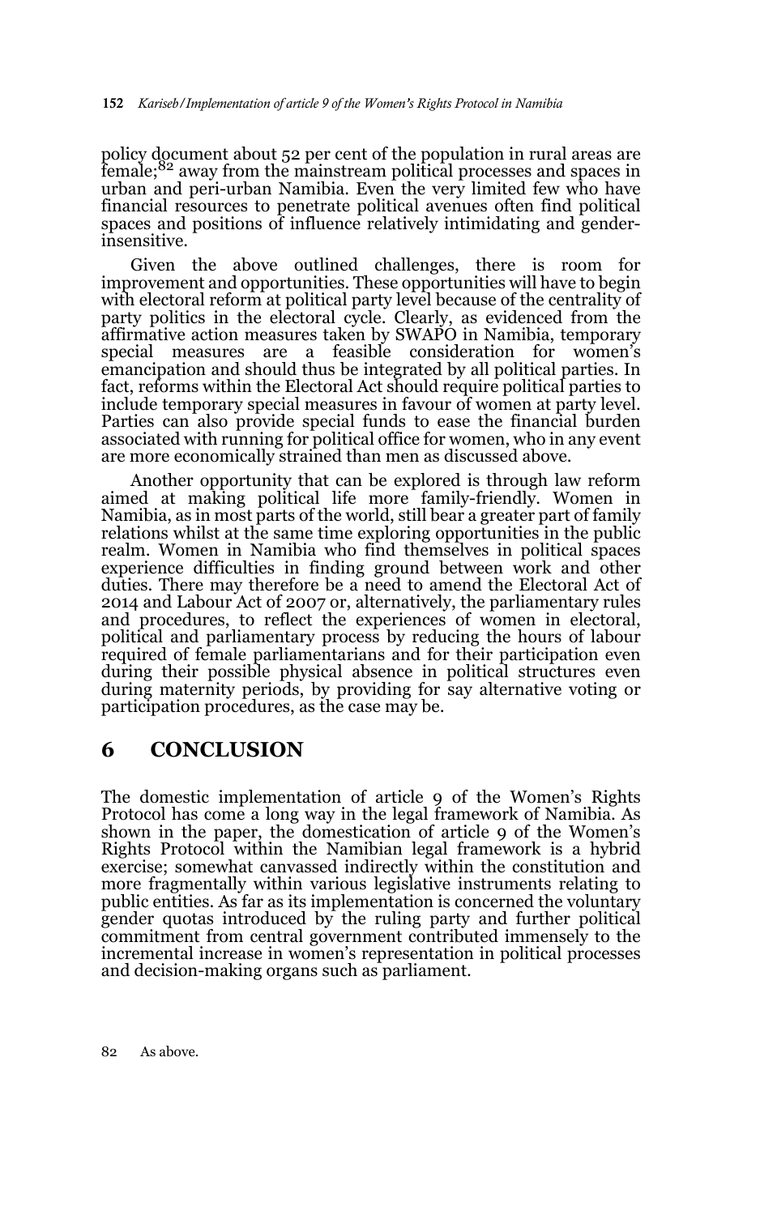policy document about 52 per cent of the population in rural areas are female;[82] away from the mainstream political processes and spaces in urban and peri-urban Namibia. Even the very limited few who have financial resources to penetrate political avenues often find political spaces and positions of influence relatively intimidating and gender-insensitive.

Given the above outlined challenges, there is room for improvement and opportunities. These opportunities will have to begin with electoral reform at political party level because of the centrality of party politics in the electoral cycle. Clearly, as evidenced from the affirmative action measures taken by SWAPO in Namibia, temporary special measures are a feasible consideration for women's emancipation and should thus be integrated by all political parties. In fact, reforms within the Electoral Act should require political parties to include temporary special measures in favour of women at party level. Parties can also provide special funds to ease the financial burden associated with running for political office for women, who in any event are more economically strained than men as discussed above.

Another opportunity that can be explored is through law reform aimed at making political life more family-friendly. Women in Namibia, as in most parts of the world, still bear a greater part of family relations whilst at the same time exploring opportunities in the public realm. Women in Namibia who find themselves in political spaces experience difficulties in finding ground between work and other duties. There may therefore be a need to amend the Electoral Act of 2014 and Labour Act of 2007 or, alternatively, the parliamentary rules and procedures, to reflect the experiences of women in electoral, political and parliamentary process by reducing the hours of labour required of female parliamentarians and for their participation even during their possible physical absence in political structures even during maternity periods, by providing for say alternative voting or participation procedures, as the case may be.

## 6 CONCLUSION

The domestic implementation of article 9 of the Women's Rights Protocol has come a long way in the legal framework of Namibia. As shown in the paper, the domestication of article 9 of the Women's Rights Protocol within the Namibian legal framework is a hybrid exercise; somewhat canvassed indirectly within the constitution and more fragmentally within various legislative instruments relating to public entities. As far as its implementation is concerned the voluntary gender quotas introduced by the ruling party and further political commitment from central government contributed immensely to the incremental increase in women's representation in political processes and decision-making organs such as parliament.

82 As above.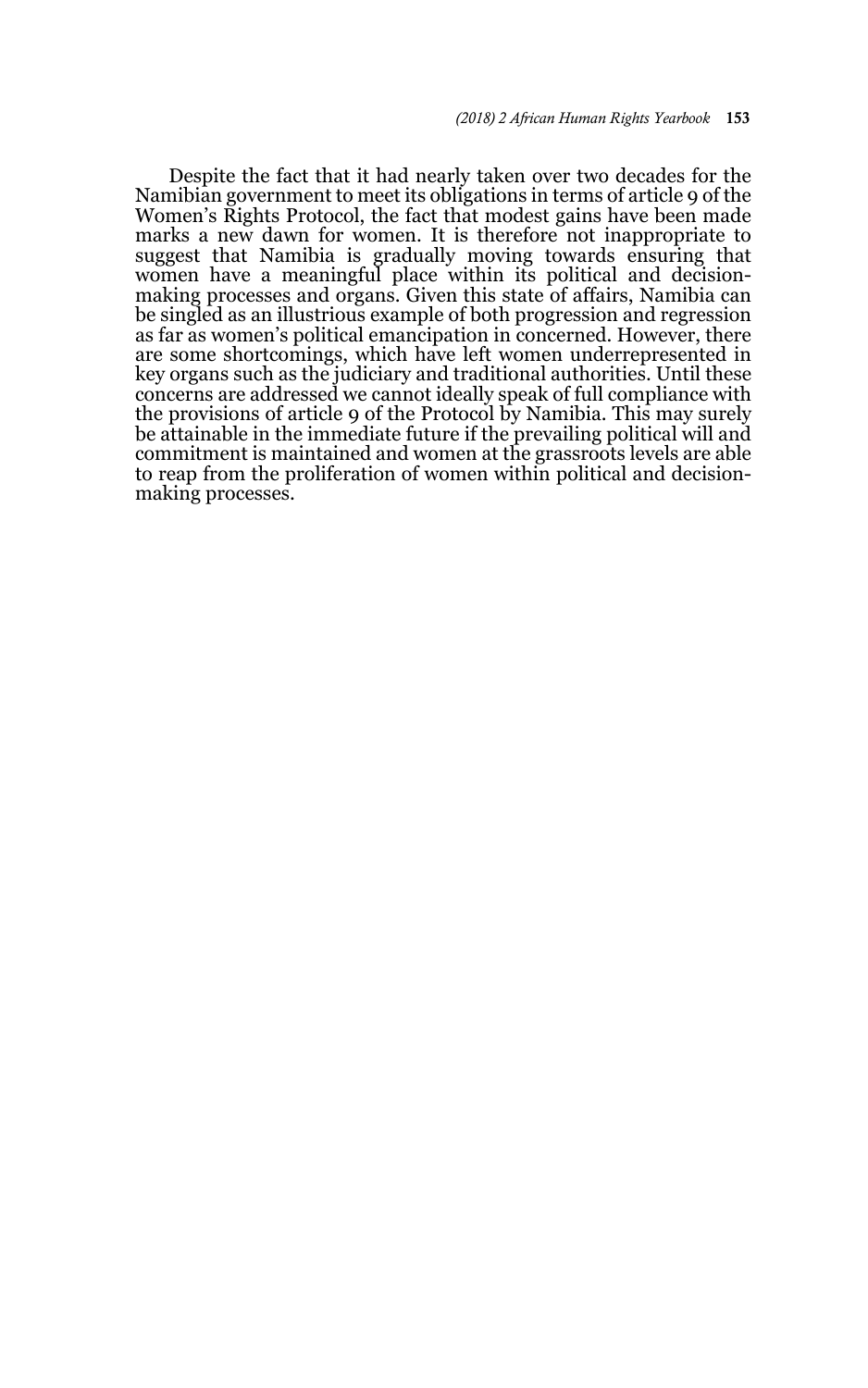Despite the fact that it had nearly taken over two decades for the Namibian government to meet its obligations in terms of article 9 of the Women's Rights Protocol, the fact that modest gains have been made marks a new dawn for women. It is therefore not inappropriate to suggest that Namibia is gradually moving towards ensuring that women have a meaningful place within its political and decision-making processes and organs. Given this state of affairs, Namibia can be singled as an illustrious example of both progression and regression as far as women's political emancipation in concerned. However, there are some shortcomings, which have left women underrepresented in key organs such as the judiciary and traditional authorities. Until these concerns are addressed we cannot ideally speak of full compliance with the provisions of article 9 of the Protocol by Namibia. This may surely be attainable in the immediate future if the prevailing political will and commitment is maintained and women at the grassroots levels are able to reap from the proliferation of women within political and decision-making processes.